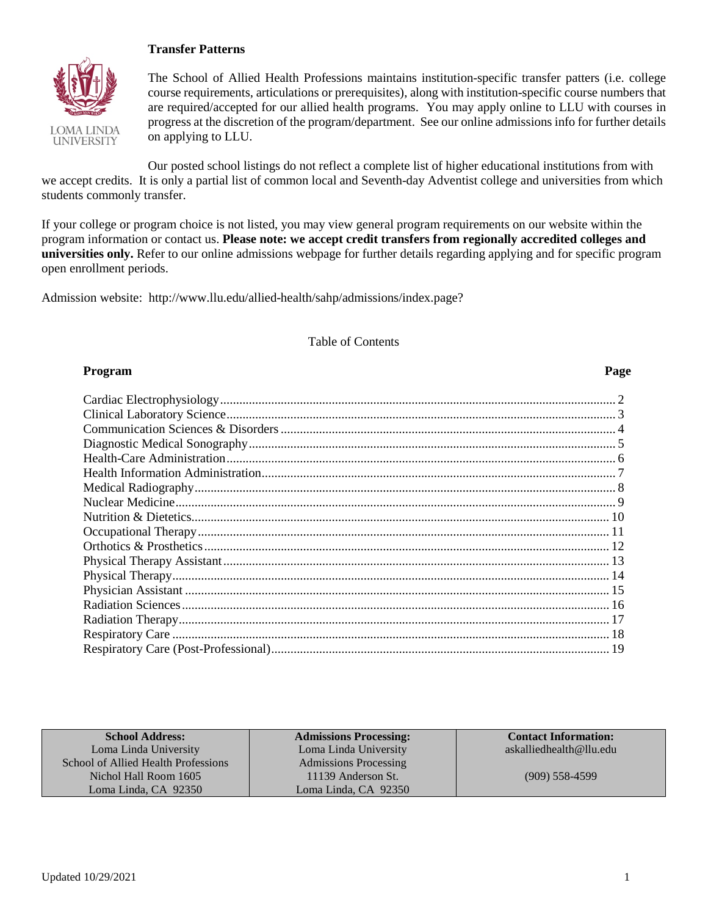## Transfer Patterns

LOMA LINDA UNIVERSITY

The School of Allied Health Professions maintains institution-specific transfer patters (i.e. college course requirements, articulations or prerequisites), along with institution-specific course numbers that are required/accepted for our allied health programs. You may apply online to LLU with courses in progress at the discretion of the program/department. See our online admissions info for further details on applying to LLU.

Our posted school listings do not reflect a complete list of higher educational institutions from with we accept credits. It is only a partial list of common local and Seventh-day Adventist college and universities from which students commonly transfer.

If your college or program choice is not listed, you may view general program requirements on our website within the program information or contact us. **Please note: we accept credit transfers from regionally accredited colleges and universities only.** Refer to our online admissions webpage for further details regarding applying and for specific program open enrollment periods.

Admission website: http://www.llu.edu/allied-health/sahp/admissions/index.page?

### Table of Contents

| Program | Page |
|---|---|
| Cardiac Electrophysiology | 2 |
| Clinical Laboratory Science | 3 |
| Communication Sciences & Disorders | 4 |
| Diagnostic Medical Sonography | 5 |
| Health-Care Administration | 6 |
| Health Information Administration | 7 |
| Medical Radiography | 8 |
| Nuclear Medicine | 9 |
| Nutrition & Dietetics | 10 |
| Occupational Therapy | 11 |
| Orthotics & Prosthetics | 12 |
| Physical Therapy Assistant | 13 |
| Physical Therapy | 14 |
| Physician Assistant | 15 |
| Radiation Sciences | 16 |
| Radiation Therapy | 17 |
| Respiratory Care | 18 |
| Respiratory Care (Post-Professional) | 19 |

| School Address: | Admissions Processing: | Contact Information: |
|---|---|---|
| Loma Linda University<br>School of Allied Health Professions<br>Nichol Hall Room 1605<br>Loma Linda, CA 92350 | Loma Linda University<br>Admissions Processing<br>11139 Anderson St.<br>Loma Linda, CA 92350 | askalliedhealth@llu.edu<br><br>(909) 558-4599 |

Updated 10/29/2021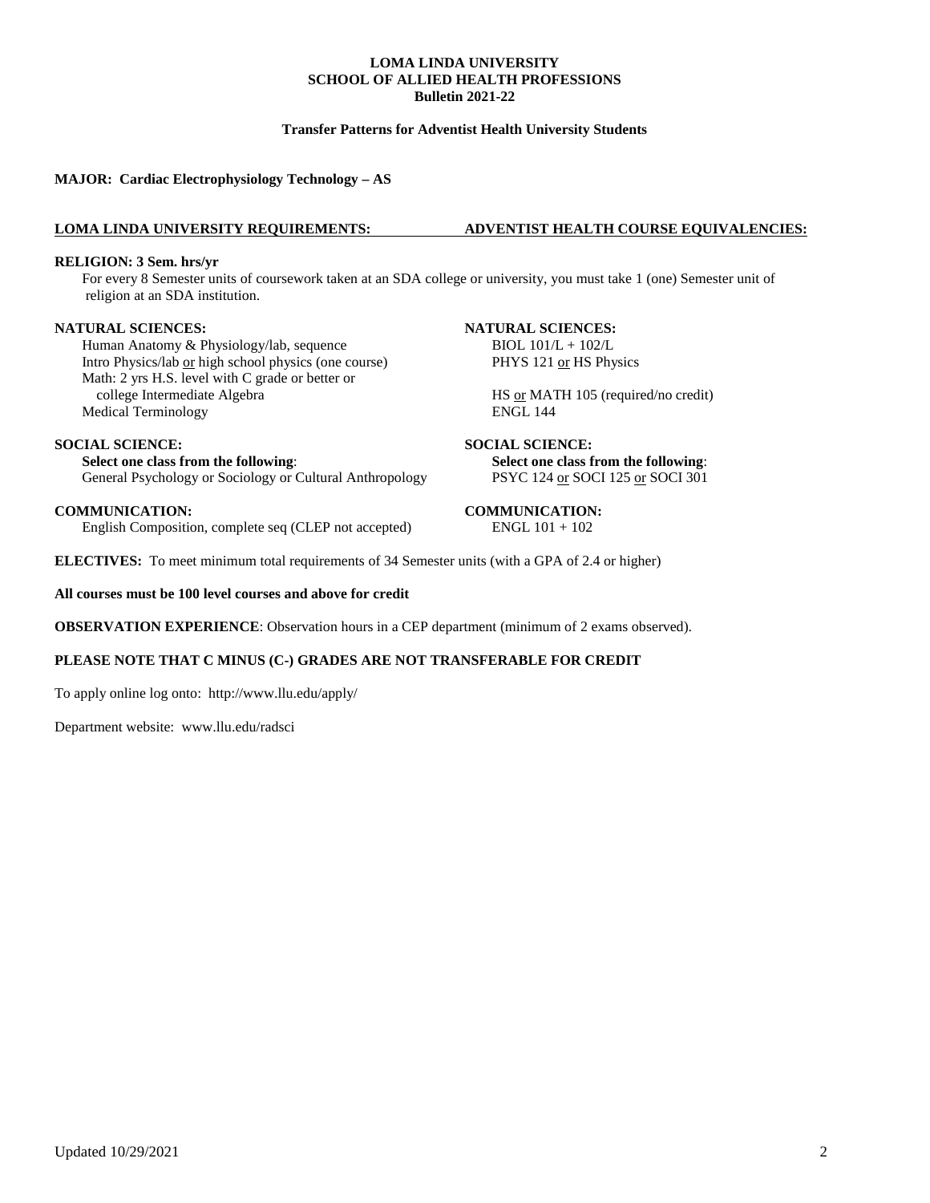**LOMA LINDA UNIVERSITY**
**SCHOOL OF ALLIED HEALTH PROFESSIONS**
**Bulletin 2021-22**

**Transfer Patterns for Adventist Health University Students**

**MAJOR: Cardiac Electrophysiology Technology – AS**

| **LOMA LINDA UNIVERSITY REQUIREMENTS:** | **ADVENTIST HEALTH COURSE EQUIVALENCIES:** |
|---|---|
| **RELIGION: 3 Sem. hrs/yr** | |
| For every 8 Semester units of coursework taken at an SDA college or university, you must take 1 (one) Semester unit of religion at an SDA institution. | |
| **NATURAL SCIENCES:** | **NATURAL SCIENCES:** |
| Human Anatomy & Physiology/lab, sequence | BIOL 101/L + 102/L |
| Intro Physics/lab or high school physics (one course) | PHYS 121 or HS Physics |
| Math: 2 yrs H.S. level with C grade or better or college Intermediate Algebra | HS or MATH 105 (required/no credit) |
| Medical Terminology | ENGL 144 |
| **SOCIAL SCIENCE:** | **SOCIAL SCIENCE:** |
| **Select one class from the following**: General Psychology or Sociology or Cultural Anthropology | **Select one class from the following**: PSYC 124 or SOCI 125 or SOCI 301 |
| **COMMUNICATION:** | **COMMUNICATION:** |
| English Composition, complete seq (CLEP not accepted) | ENGL 101 + 102 |

**ELECTIVES:** To meet minimum total requirements of 34 Semester units (with a GPA of 2.4 or higher)

**All courses must be 100 level courses and above for credit**

**OBSERVATION EXPERIENCE**: Observation hours in a CEP department (minimum of 2 exams observed).

**PLEASE NOTE THAT C MINUS (C-) GRADES ARE NOT TRANSFERABLE FOR CREDIT**

To apply online log onto: http://www.llu.edu/apply/

Department website: www.llu.edu/radsci

Updated 10/29/2021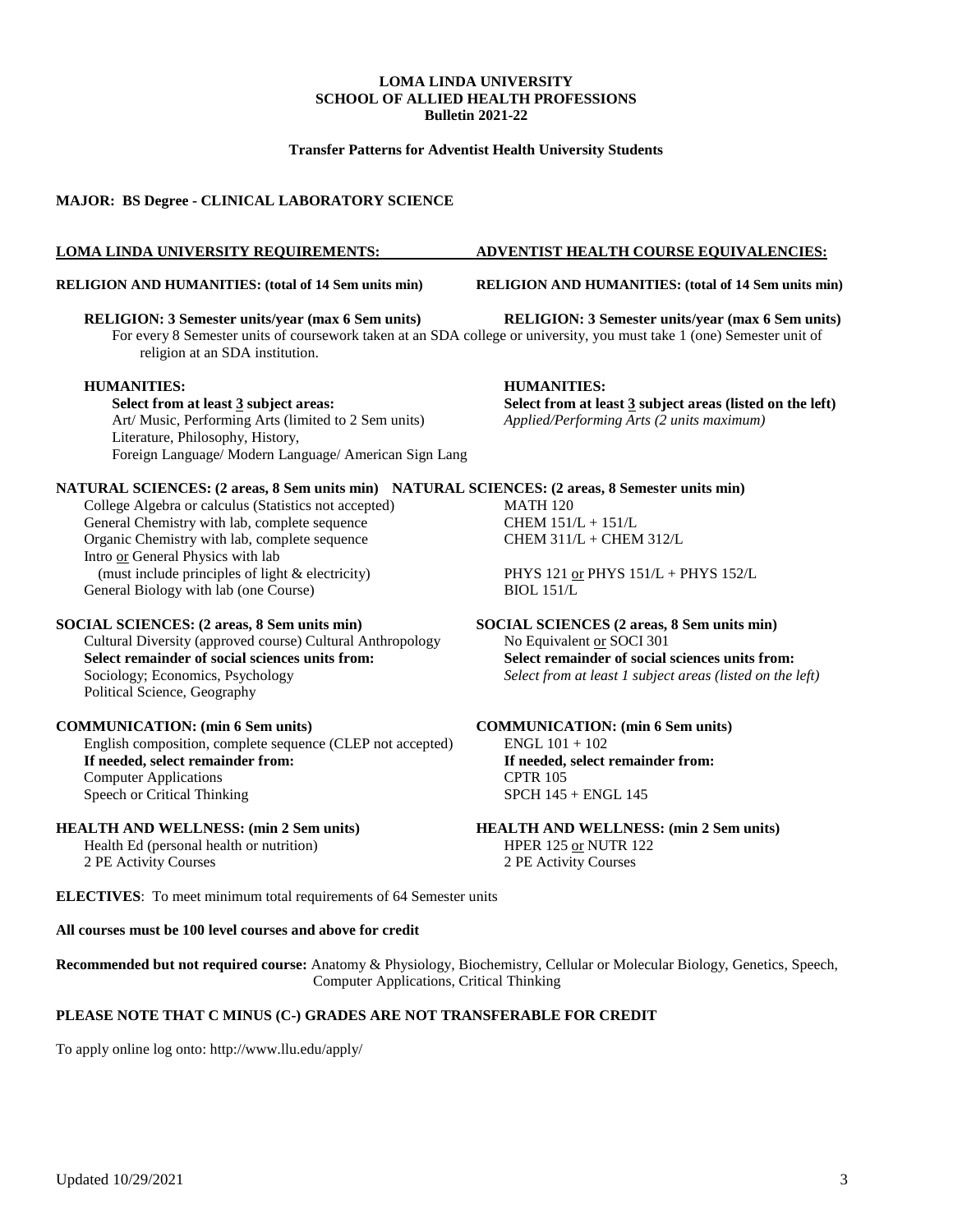**LOMA LINDA UNIVERSITY**
**SCHOOL OF ALLIED HEALTH PROFESSIONS**
**Bulletin 2021-22**

**Transfer Patterns for Adventist Health University Students**

**MAJOR: BS Degree - CLINICAL LABORATORY SCIENCE**

| LOMA LINDA UNIVERSITY REQUIREMENTS: | ADVENTIST HEALTH COURSE EQUIVALENCIES: |
|---|---|
| **RELIGION AND HUMANITIES: (total of 14 Sem units min)** | **RELIGION AND HUMANITIES: (total of 14 Sem units min)** |
| **RELIGION: 3 Semester units/year (max 6 Sem units)** | **RELIGION: 3 Semester units/year (max 6 Sem units)** |

For every 8 Semester units of coursework taken at an SDA college or university, you must take 1 (one) Semester unit of religion at an SDA institution.

| LOMA LINDA UNIVERSITY REQUIREMENTS: | ADVENTIST HEALTH COURSE EQUIVALENCIES: |
|---|---|
| **HUMANITIES:** | **HUMANITIES:** |
| **Select from at least 3 subject areas:** | **Select from at least 3 subject areas (listed on the left)** |
| Art/ Music, Performing Arts (limited to 2 Sem units) | *Applied/Performing Arts (2 units maximum)* |
| Literature, Philosophy, History, | |
| Foreign Language/ Modern Language/ American Sign Lang | |
| **NATURAL SCIENCES: (2 areas, 8 Sem units min)** | **NATURAL SCIENCES: (2 areas, 8 Semester units min)** |
| College Algebra or calculus (Statistics not accepted) | MATH 120 |
| General Chemistry with lab, complete sequence | CHEM 151/L + 151/L |
| Organic Chemistry with lab, complete sequence | CHEM 311/L + CHEM 312/L |
| Intro or General Physics with lab (must include principles of light & electricity) | PHYS 121 or PHYS 151/L + PHYS 152/L |
| General Biology with lab (one Course) | BIOL 151/L |
| **SOCIAL SCIENCES: (2 areas, 8 Sem units min)** | **SOCIAL SCIENCES (2 areas, 8 Sem units min)** |
| Cultural Diversity (approved course) Cultural Anthropology | No Equivalent or SOCI 301 |
| **Select remainder of social sciences units from:** | **Select remainder of social sciences units from:** |
| Sociology; Economics, Psychology | *Select from at least 1 subject areas (listed on the left)* |
| Political Science, Geography | |
| **COMMUNICATION: (min 6 Sem units)** | **COMMUNICATION: (min 6 Sem units)** |
| English composition, complete sequence (CLEP not accepted) | ENGL 101 + 102 |
| **If needed, select remainder from:** | **If needed, select remainder from:** |
| Computer Applications | CPTR 105 |
| Speech or Critical Thinking | SPCH 145 + ENGL 145 |
| **HEALTH AND WELLNESS: (min 2 Sem units)** | **HEALTH AND WELLNESS: (min 2 Sem units)** |
| Health Ed (personal health or nutrition) | HPER 125 or NUTR 122 |
| 2 PE Activity Courses | 2 PE Activity Courses |

**ELECTIVES**: To meet minimum total requirements of 64 Semester units

**All courses must be 100 level courses and above for credit**

**Recommended but not required course:** Anatomy & Physiology, Biochemistry, Cellular or Molecular Biology, Genetics, Speech, Computer Applications, Critical Thinking

**PLEASE NOTE THAT C MINUS (C-) GRADES ARE NOT TRANSFERABLE FOR CREDIT**

To apply online log onto: http://www.llu.edu/apply/

Updated 10/29/2021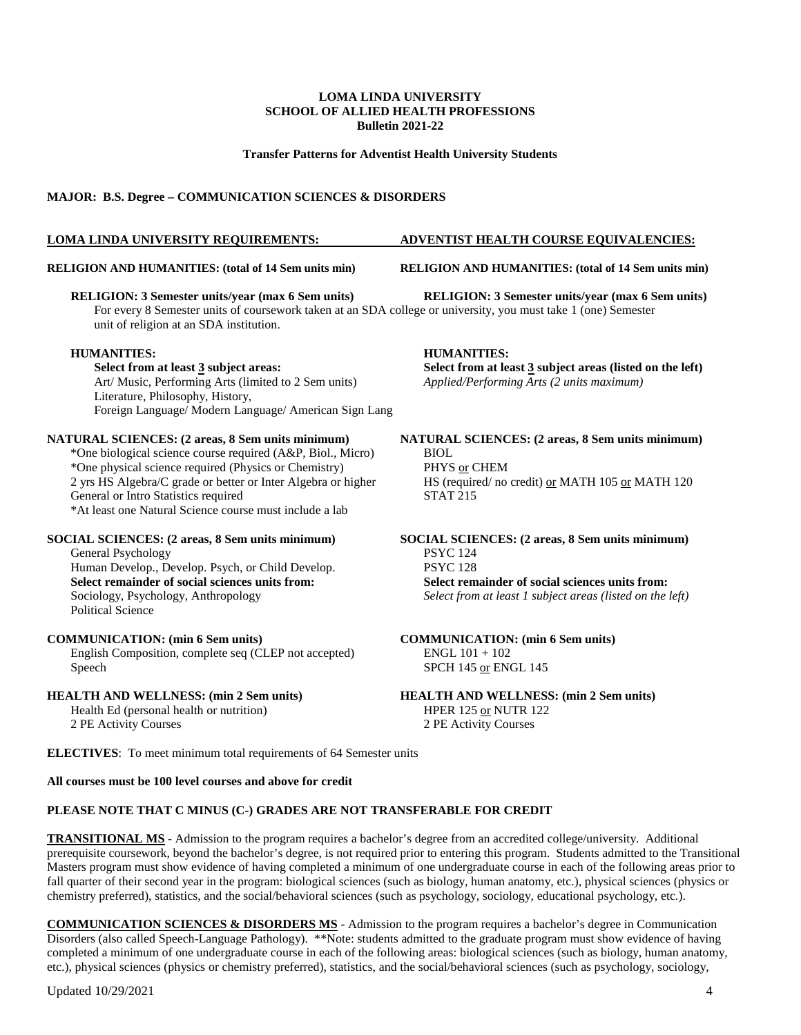**LOMA LINDA UNIVERSITY**
**SCHOOL OF ALLIED HEALTH PROFESSIONS**
**Bulletin 2021-22**

**Transfer Patterns for Adventist Health University Students**

**MAJOR: B.S. Degree – COMMUNICATION SCIENCES & DISORDERS**

| LOMA LINDA UNIVERSITY REQUIREMENTS: | ADVENTIST HEALTH COURSE EQUIVALENCIES: |
|---|---|
| **RELIGION AND HUMANITIES: (total of 14 Sem units min)** | **RELIGION AND HUMANITIES: (total of 14 Sem units min)** |
| **RELIGION: 3 Semester units/year (max 6 Sem units)** | **RELIGION: 3 Semester units/year (max 6 Sem units)** |
| For every 8 Semester units of coursework taken at an SDA college or university, you must take 1 (one) Semester unit of religion at an SDA institution. | |
| **HUMANITIES:** | **HUMANITIES:** |
| **Select from at least 3 subject areas:** | **Select from at least 3 subject areas (listed on the left)** |
| Art/ Music, Performing Arts (limited to 2 Sem units) | *Applied/Performing Arts (2 units maximum)* |
| Literature, Philosophy, History, | |
| Foreign Language/ Modern Language/ American Sign Lang | |
| **NATURAL SCIENCES: (2 areas, 8 Sem units minimum)** | **NATURAL SCIENCES: (2 areas, 8 Sem units minimum)** |
| *One biological science course required (A&P, Biol., Micro) | BIOL |
| *One physical science required (Physics or Chemistry) | PHYS or CHEM |
| 2 yrs HS Algebra/C grade or better or Inter Algebra or higher | HS (required/ no credit) or MATH 105 or MATH 120 |
| General or Intro Statistics required | STAT 215 |
| *At least one Natural Science course must include a lab | |
| **SOCIAL SCIENCES: (2 areas, 8 Sem units minimum)** | **SOCIAL SCIENCES: (2 areas, 8 Sem units minimum)** |
| General Psychology | PSYC 124 |
| Human Develop., Develop. Psych, or Child Develop. | PSYC 128 |
| **Select remainder of social sciences units from:** | **Select remainder of social sciences units from:** |
| Sociology, Psychology, Anthropology | *Select from at least 1 subject areas (listed on the left)* |
| Political Science | |
| **COMMUNICATION: (min 6 Sem units)** | **COMMUNICATION: (min 6 Sem units)** |
| English Composition, complete seq (CLEP not accepted) | ENGL 101 + 102 |
| Speech | SPCH 145 or ENGL 145 |
| **HEALTH AND WELLNESS: (min 2 Sem units)** | **HEALTH AND WELLNESS: (min 2 Sem units)** |
| Health Ed (personal health or nutrition) | HPER 125 or NUTR 122 |
| 2 PE Activity Courses | 2 PE Activity Courses |

**ELECTIVES**: To meet minimum total requirements of 64 Semester units

**All courses must be 100 level courses and above for credit**

**PLEASE NOTE THAT C MINUS (C-) GRADES ARE NOT TRANSFERABLE FOR CREDIT**

**TRANSITIONAL MS** - Admission to the program requires a bachelor's degree from an accredited college/university. Additional prerequisite coursework, beyond the bachelor's degree, is not required prior to entering this program. Students admitted to the Transitional Masters program must show evidence of having completed a minimum of one undergraduate course in each of the following areas prior to fall quarter of their second year in the program: biological sciences (such as biology, human anatomy, etc.), physical sciences (physics or chemistry preferred), statistics, and the social/behavioral sciences (such as psychology, sociology, educational psychology, etc.).

**COMMUNICATION SCIENCES & DISORDERS MS** - Admission to the program requires a bachelor's degree in Communication Disorders (also called Speech-Language Pathology). **Note: students admitted to the graduate program must show evidence of having completed a minimum of one undergraduate course in each of the following areas: biological sciences (such as biology, human anatomy, etc.), physical sciences (physics or chemistry preferred), statistics, and the social/behavioral sciences (such as psychology, sociology,

Updated 10/29/2021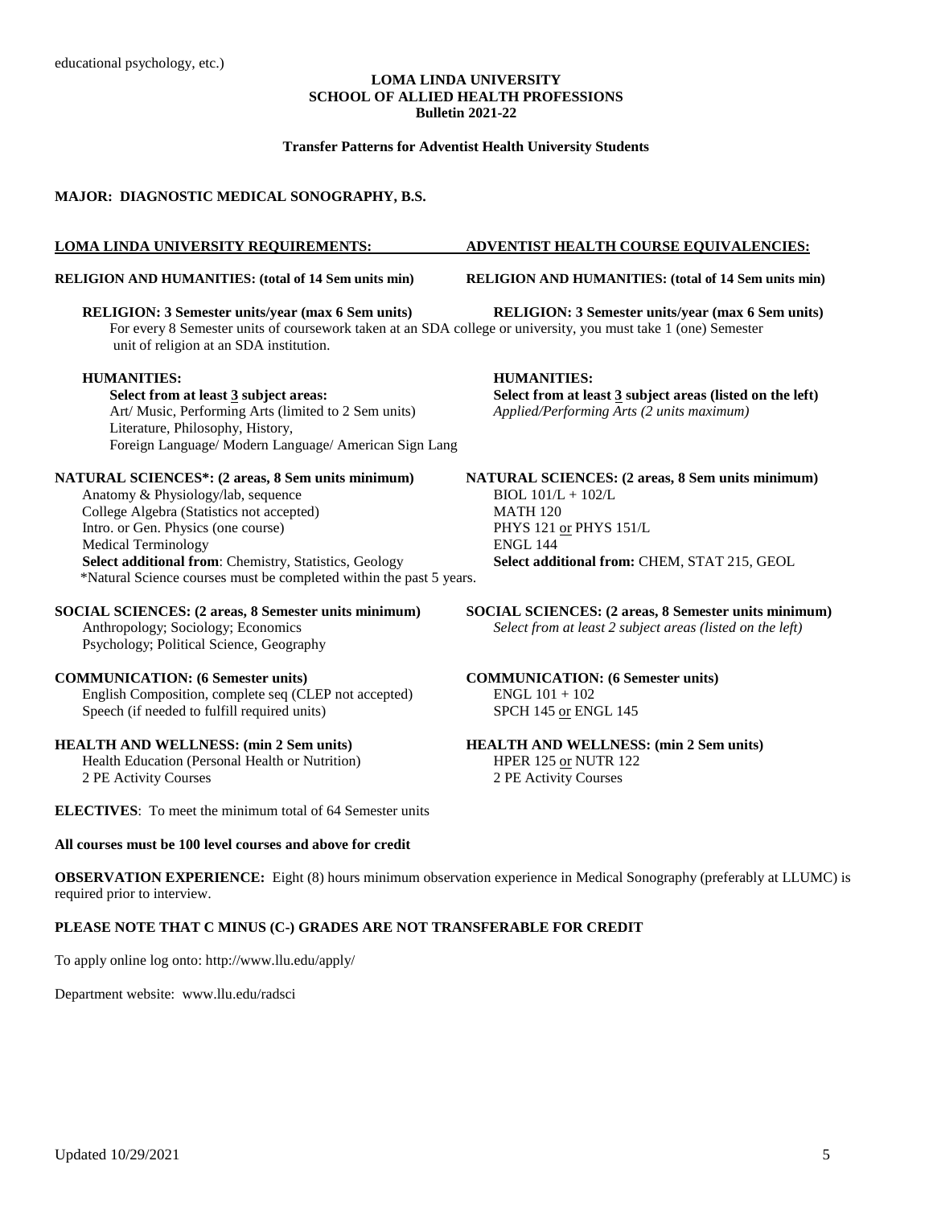educational psychology, etc.)

**LOMA LINDA UNIVERSITY**
**SCHOOL OF ALLIED HEALTH PROFESSIONS**
**Bulletin 2021-22**

**Transfer Patterns for Adventist Health University Students**

**MAJOR: DIAGNOSTIC MEDICAL SONOGRAPHY, B.S.**

| **LOMA LINDA UNIVERSITY REQUIREMENTS:** | **ADVENTIST HEALTH COURSE EQUIVALENCIES:** |
|---|---|
| **RELIGION AND HUMANITIES: (total of 14 Sem units min)** | **RELIGION AND HUMANITIES: (total of 14 Sem units min)** |
| **RELIGION: 3 Semester units/year (max 6 Sem units)** | **RELIGION: 3 Semester units/year (max 6 Sem units)** |

For every 8 Semester units of coursework taken at an SDA college or university, you must take 1 (one) Semester unit of religion at an SDA institution.

| **LOMA LINDA UNIVERSITY REQUIREMENTS:** | **ADVENTIST HEALTH COURSE EQUIVALENCIES:** |
|---|---|
| **HUMANITIES:** | **HUMANITIES:** |
| **Select from at least 3 subject areas:** | **Select from at least 3 subject areas (listed on the left)** |
| Art/ Music, Performing Arts (limited to 2 Sem units) | *Applied/Performing Arts (2 units maximum)* |
| Literature, Philosophy, History, | |
| Foreign Language/ Modern Language/ American Sign Lang | |
| **NATURAL SCIENCES\*: (2 areas, 8 Sem units minimum)** | **NATURAL SCIENCES: (2 areas, 8 Sem units minimum)** |
| Anatomy & Physiology/lab, sequence | BIOL 101/L + 102/L |
| College Algebra (Statistics not accepted) | MATH 120 |
| Intro. or Gen. Physics (one course) | PHYS 121 or PHYS 151/L |
| Medical Terminology | ENGL 144 |
| **Select additional from**: Chemistry, Statistics, Geology | **Select additional from:** CHEM, STAT 215, GEOL |

*Natural Science courses must be completed within the past 5 years.

| **LOMA LINDA UNIVERSITY REQUIREMENTS:** | **ADVENTIST HEALTH COURSE EQUIVALENCIES:** |
|---|---|
| **SOCIAL SCIENCES: (2 areas, 8 Semester units minimum)** | **SOCIAL SCIENCES: (2 areas, 8 Semester units minimum)** |
| Anthropology; Sociology; Economics | *Select from at least 2 subject areas (listed on the left)* |
| Psychology; Political Science, Geography | |
| **COMMUNICATION: (6 Semester units)** | **COMMUNICATION: (6 Semester units)** |
| English Composition, complete seq (CLEP not accepted) | ENGL 101 + 102 |
| Speech (if needed to fulfill required units) | SPCH 145 or ENGL 145 |
| **HEALTH AND WELLNESS: (min 2 Sem units)** | **HEALTH AND WELLNESS: (min 2 Sem units)** |
| Health Education (Personal Health or Nutrition) | HPER 125 or NUTR 122 |
| 2 PE Activity Courses | 2 PE Activity Courses |

**ELECTIVES**: To meet the minimum total of 64 Semester units

**All courses must be 100 level courses and above for credit**

**OBSERVATION EXPERIENCE:** Eight (8) hours minimum observation experience in Medical Sonography (preferably at LLUMC) is required prior to interview.

**PLEASE NOTE THAT C MINUS (C-) GRADES ARE NOT TRANSFERABLE FOR CREDIT**

To apply online log onto: http://www.llu.edu/apply/

Department website: www.llu.edu/radsci

Updated 10/29/2021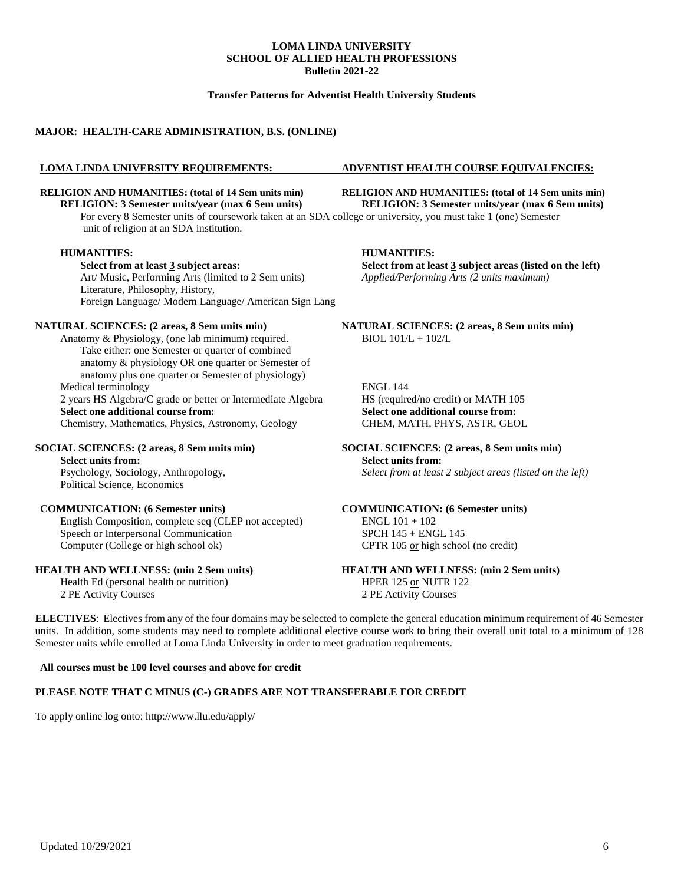**LOMA LINDA UNIVERSITY**
**SCHOOL OF ALLIED HEALTH PROFESSIONS**
**Bulletin 2021-22**

**Transfer Patterns for Adventist Health University Students**

**MAJOR: HEALTH-CARE ADMINISTRATION, B.S. (ONLINE)**

| LOMA LINDA UNIVERSITY REQUIREMENTS: | ADVENTIST HEALTH COURSE EQUIVALENCIES: |
|---|---|
| **RELIGION AND HUMANITIES: (total of 14 Sem units min)** | **RELIGION AND HUMANITIES: (total of 14 Sem units min)** |
| **RELIGION: 3 Semester units/year (max 6 Sem units)** | **RELIGION: 3 Semester units/year (max 6 Sem units)** |
| For every 8 Semester units of coursework taken at an SDA college or university, you must take 1 (one) Semester unit of religion at an SDA institution. | |
| **HUMANITIES:** | **HUMANITIES:** |
| **Select from at least 3 subject areas:** | **Select from at least 3 subject areas (listed on the left)** |
| Art/ Music, Performing Arts (limited to 2 Sem units) | *Applied/Performing Arts (2 units maximum)* |
| Literature, Philosophy, History, | |
| Foreign Language/ Modern Language/ American Sign Lang | |
| **NATURAL SCIENCES: (2 areas, 8 Sem units min)** | **NATURAL SCIENCES: (2 areas, 8 Sem units min)** |
| Anatomy & Physiology, (one lab minimum) required. Take either: one Semester or quarter of combined anatomy & physiology OR one quarter or Semester of anatomy plus one quarter or Semester of physiology) | BIOL 101/L + 102/L |
| Medical terminology | ENGL 144 |
| 2 years HS Algebra/C grade or better or Intermediate Algebra | HS (required/no credit) or MATH 105 |
| **Select one additional course from:** | **Select one additional course from:** |
| Chemistry, Mathematics, Physics, Astronomy, Geology | CHEM, MATH, PHYS, ASTR, GEOL |
| **SOCIAL SCIENCES: (2 areas, 8 Sem units min)** | **SOCIAL SCIENCES: (2 areas, 8 Sem units min)** |
| **Select units from:** | **Select units from:** |
| Psychology, Sociology, Anthropology, Political Science, Economics | *Select from at least 2 subject areas (listed on the left)* |
| **COMMUNICATION: (6 Semester units)** | **COMMUNICATION: (6 Semester units)** |
| English Composition, complete seq (CLEP not accepted) | ENGL 101 + 102 |
| Speech or Interpersonal Communication | SPCH 145 + ENGL 145 |
| Computer (College or high school ok) | CPTR 105 or high school (no credit) |
| **HEALTH AND WELLNESS: (min 2 Sem units)** | **HEALTH AND WELLNESS: (min 2 Sem units)** |
| Health Ed (personal health or nutrition) | HPER 125 or NUTR 122 |
| 2 PE Activity Courses | 2 PE Activity Courses |

**ELECTIVES**: Electives from any of the four domains may be selected to complete the general education minimum requirement of 46 Semester units. In addition, some students may need to complete additional elective course work to bring their overall unit total to a minimum of 128 Semester units while enrolled at Loma Linda University in order to meet graduation requirements.

**All courses must be 100 level courses and above for credit**

**PLEASE NOTE THAT C MINUS (C-) GRADES ARE NOT TRANSFERABLE FOR CREDIT**

To apply online log onto: http://www.llu.edu/apply/

Updated 10/29/2021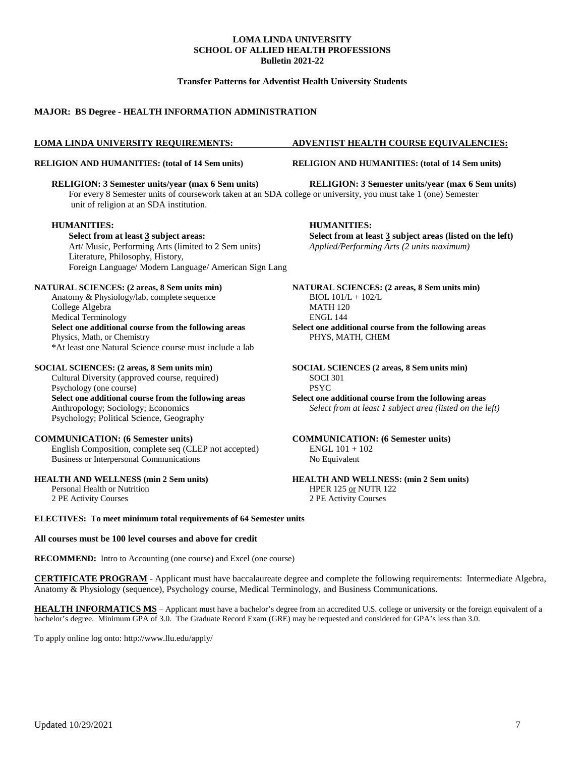**LOMA LINDA UNIVERSITY**
**SCHOOL OF ALLIED HEALTH PROFESSIONS**
**Bulletin 2021-22**

**Transfer Patterns for Adventist Health University Students**

## MAJOR: BS Degree - HEALTH INFORMATION ADMINISTRATION

| LOMA LINDA UNIVERSITY REQUIREMENTS: | ADVENTIST HEALTH COURSE EQUIVALENCIES: |
|---|---|
| **RELIGION AND HUMANITIES: (total of 14 Sem units)** | **RELIGION AND HUMANITIES: (total of 14 Sem units)** |
| **RELIGION: 3 Semester units/year (max 6 Sem units)** | **RELIGION: 3 Semester units/year (max 6 Sem units)** |

For every 8 Semester units of coursework taken at an SDA college or university, you must take 1 (one) Semester unit of religion at an SDA institution.

| LOMA LINDA UNIVERSITY REQUIREMENTS | ADVENTIST HEALTH COURSE EQUIVALENCIES |
|---|---|
| **HUMANITIES:** | **HUMANITIES:** |
| **Select from at least 3 subject areas:** | **Select from at least 3 subject areas (listed on the left)** |
| Art/ Music, Performing Arts (limited to 2 Sem units) | *Applied/Performing Arts (2 units maximum)* |
| Literature, Philosophy, History, | |
| Foreign Language/ Modern Language/ American Sign Lang | |
| **NATURAL SCIENCES: (2 areas, 8 Sem units min)** | **NATURAL SCIENCES: (2 areas, 8 Sem units min)** |
| Anatomy & Physiology/lab, complete sequence | BIOL 101/L + 102/L |
| College Algebra | MATH 120 |
| Medical Terminology | ENGL 144 |
| **Select one additional course from the following areas** | **Select one additional course from the following areas** |
| Physics, Math, or Chemistry | PHYS, MATH, CHEM |
| *At least one Natural Science course must include a lab | |
| **SOCIAL SCIENCES: (2 areas, 8 Sem units min)** | **SOCIAL SCIENCES (2 areas, 8 Sem units min)** |
| Cultural Diversity (approved course, required) | SOCI 301 |
| Psychology (one course) | PSYC |
| **Select one additional course from the following areas** | **Select one additional course from the following areas** |
| Anthropology; Sociology; Economics | *Select from at least 1 subject area (listed on the left)* |
| Psychology; Political Science, Geography | |
| **COMMUNICATION: (6 Semester units)** | **COMMUNICATION: (6 Semester units)** |
| English Composition, complete seq (CLEP not accepted) | ENGL 101 + 102 |
| Business or Interpersonal Communications | No Equivalent |
| **HEALTH AND WELLNESS (min 2 Sem units)** | **HEALTH AND WELLNESS: (min 2 Sem units)** |
| Personal Health or Nutrition | HPER 125 or NUTR 122 |
| 2 PE Activity Courses | 2 PE Activity Courses |

**ELECTIVES: To meet minimum total requirements of 64 Semester units**

**All courses must be 100 level courses and above for credit**

**RECOMMEND:** Intro to Accounting (one course) and Excel (one course)

**CERTIFICATE PROGRAM** - Applicant must have baccalaureate degree and complete the following requirements: Intermediate Algebra, Anatomy & Physiology (sequence), Psychology course, Medical Terminology, and Business Communications.

**HEALTH INFORMATICS MS** – Applicant must have a bachelor's degree from an accredited U.S. college or university or the foreign equivalent of a bachelor's degree. Minimum GPA of 3.0. The Graduate Record Exam (GRE) may be requested and considered for GPA's less than 3.0.

To apply online log onto: http://www.llu.edu/apply/

Updated 10/29/2021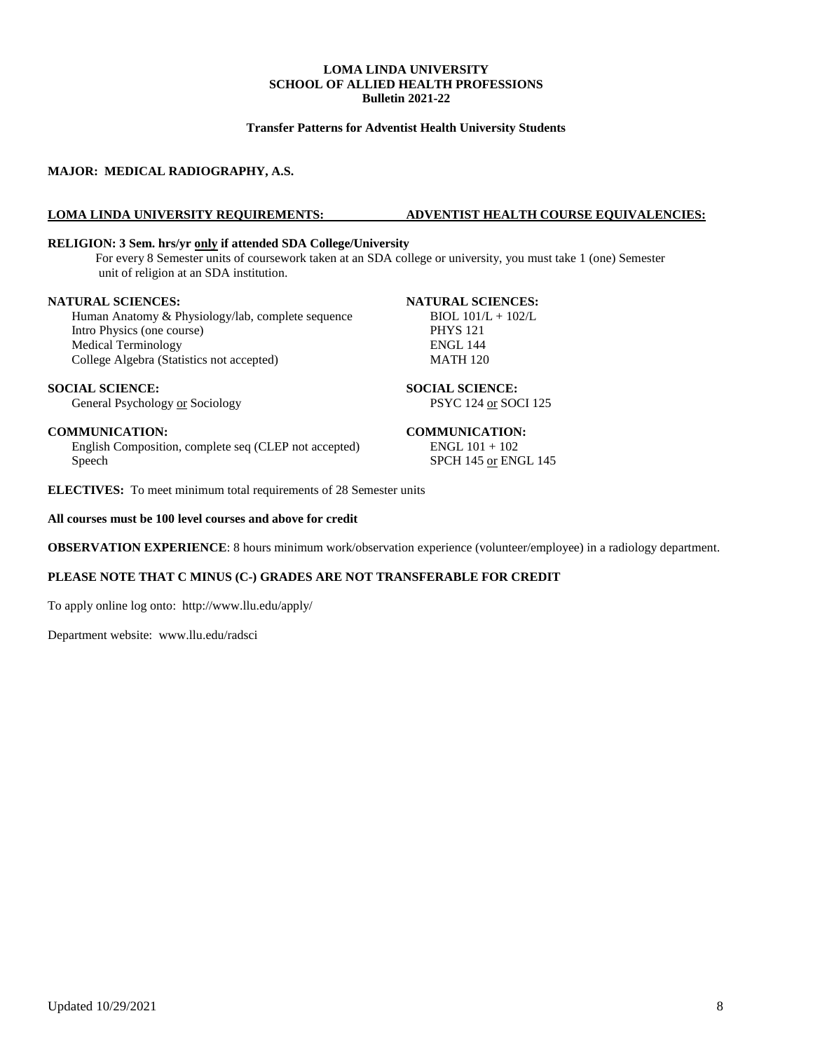**LOMA LINDA UNIVERSITY**
**SCHOOL OF ALLIED HEALTH PROFESSIONS**
**Bulletin 2021-22**

**Transfer Patterns for Adventist Health University Students**

## MAJOR: MEDICAL RADIOGRAPHY, A.S.

| LOMA LINDA UNIVERSITY REQUIREMENTS: | ADVENTIST HEALTH COURSE EQUIVALENCIES: |
|---|---|
| **RELIGION: 3 Sem. hrs/yr only if attended SDA College/University** | |
| For every 8 Semester units of coursework taken at an SDA college or university, you must take 1 (one) Semester unit of religion at an SDA institution. | |
| **NATURAL SCIENCES:** | **NATURAL SCIENCES:** |
| Human Anatomy & Physiology/lab, complete sequence | BIOL 101/L + 102/L |
| Intro Physics (one course) | PHYS 121 |
| Medical Terminology | ENGL 144 |
| College Algebra (Statistics not accepted) | MATH 120 |
| **SOCIAL SCIENCE:** | **SOCIAL SCIENCE:** |
| General Psychology or Sociology | PSYC 124 or SOCI 125 |
| **COMMUNICATION:** | **COMMUNICATION:** |
| English Composition, complete seq (CLEP not accepted) | ENGL 101 + 102 |
| Speech | SPCH 145 or ENGL 145 |

**ELECTIVES:** To meet minimum total requirements of 28 Semester units

**All courses must be 100 level courses and above for credit**

**OBSERVATION EXPERIENCE**: 8 hours minimum work/observation experience (volunteer/employee) in a radiology department.

**PLEASE NOTE THAT C MINUS (C-) GRADES ARE NOT TRANSFERABLE FOR CREDIT**

To apply online log onto: http://www.llu.edu/apply/

Department website: www.llu.edu/radsci

Updated 10/29/2021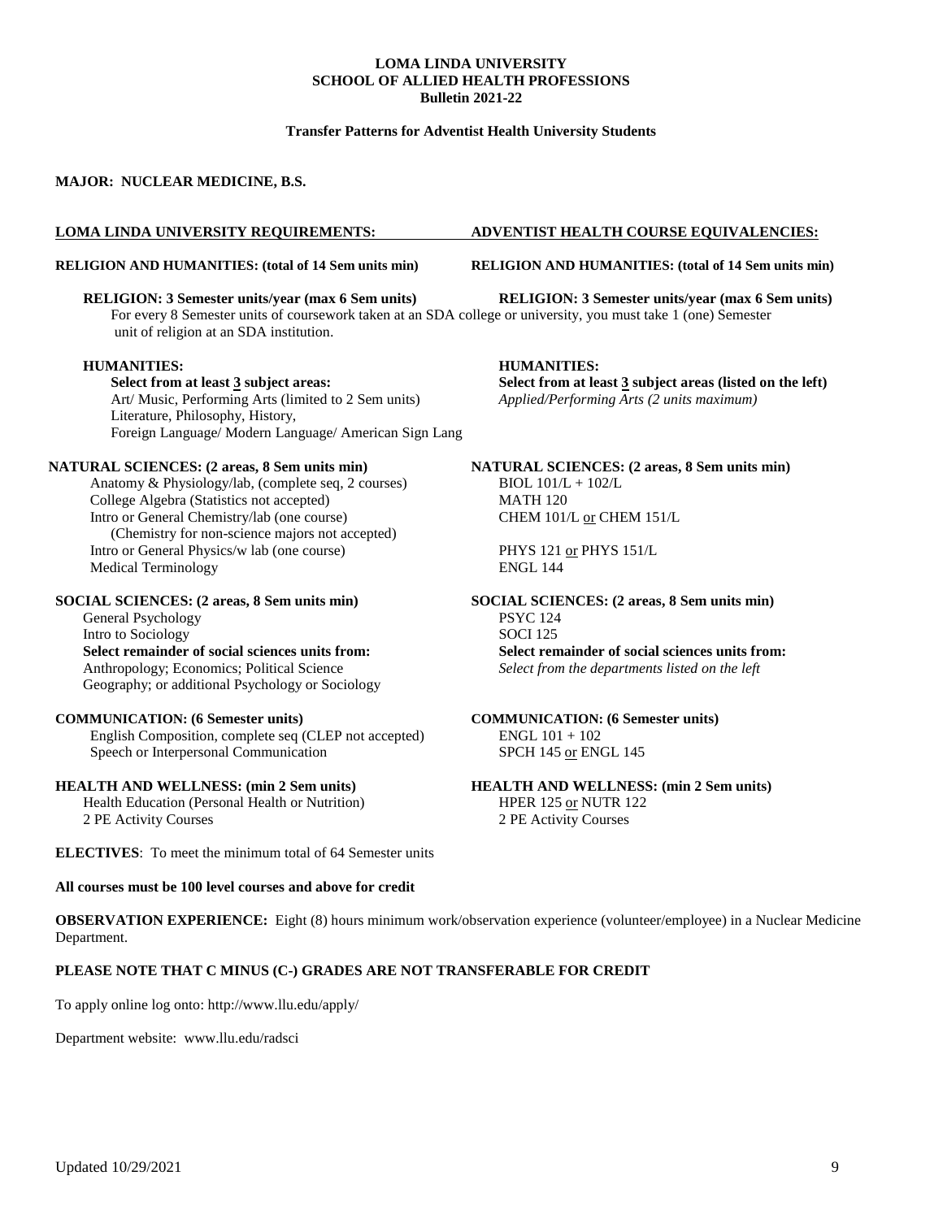**LOMA LINDA UNIVERSITY**
**SCHOOL OF ALLIED HEALTH PROFESSIONS**
**Bulletin 2021-22**

**Transfer Patterns for Adventist Health University Students**

## MAJOR: NUCLEAR MEDICINE, B.S.

| LOMA LINDA UNIVERSITY REQUIREMENTS: | ADVENTIST HEALTH COURSE EQUIVALENCIES: |
|---|---|
| **RELIGION AND HUMANITIES: (total of 14 Sem units min)** | **RELIGION AND HUMANITIES: (total of 14 Sem units min)** |
| **RELIGION: 3 Semester units/year (max 6 Sem units)** | **RELIGION: 3 Semester units/year (max 6 Sem units)** |

For every 8 Semester units of coursework taken at an SDA college or university, you must take 1 (one) Semester unit of religion at an SDA institution.

| LOMA LINDA UNIVERSITY REQUIREMENTS: | ADVENTIST HEALTH COURSE EQUIVALENCIES: |
|---|---|
| **HUMANITIES:** | **HUMANITIES:** |
| **Select from at least 3 subject areas:** | **Select from at least 3 subject areas (listed on the left)** |
| Art/ Music, Performing Arts (limited to 2 Sem units) | *Applied/Performing Arts (2 units maximum)* |
| Literature, Philosophy, History, | |
| Foreign Language/ Modern Language/ American Sign Lang | |
| **NATURAL SCIENCES: (2 areas, 8 Sem units min)** | **NATURAL SCIENCES: (2 areas, 8 Sem units min)** |
| Anatomy & Physiology/lab, (complete seq, 2 courses) | BIOL 101/L + 102/L |
| College Algebra (Statistics not accepted) | MATH 120 |
| Intro or General Chemistry/lab (one course) (Chemistry for non-science majors not accepted) | CHEM 101/L or CHEM 151/L |
| Intro or General Physics/w lab (one course) | PHYS 121 or PHYS 151/L |
| Medical Terminology | ENGL 144 |
| **SOCIAL SCIENCES: (2 areas, 8 Sem units min)** | **SOCIAL SCIENCES: (2 areas, 8 Sem units min)** |
| General Psychology | PSYC 124 |
| Intro to Sociology | SOCI 125 |
| **Select remainder of social sciences units from:** | **Select remainder of social sciences units from:** |
| Anthropology; Economics; Political Science; Geography; or additional Psychology or Sociology | *Select from the departments listed on the left* |
| **COMMUNICATION: (6 Semester units)** | **COMMUNICATION: (6 Semester units)** |
| English Composition, complete seq (CLEP not accepted) | ENGL 101 + 102 |
| Speech or Interpersonal Communication | SPCH 145 or ENGL 145 |
| **HEALTH AND WELLNESS: (min 2 Sem units)** | **HEALTH AND WELLNESS: (min 2 Sem units)** |
| Health Education (Personal Health or Nutrition) | HPER 125 or NUTR 122 |
| 2 PE Activity Courses | 2 PE Activity Courses |

**ELECTIVES**: To meet the minimum total of 64 Semester units

**All courses must be 100 level courses and above for credit**

**OBSERVATION EXPERIENCE:** Eight (8) hours minimum work/observation experience (volunteer/employee) in a Nuclear Medicine Department.

**PLEASE NOTE THAT C MINUS (C-) GRADES ARE NOT TRANSFERABLE FOR CREDIT**

To apply online log onto: http://www.llu.edu/apply/

Department website: www.llu.edu/radsci

Updated 10/29/2021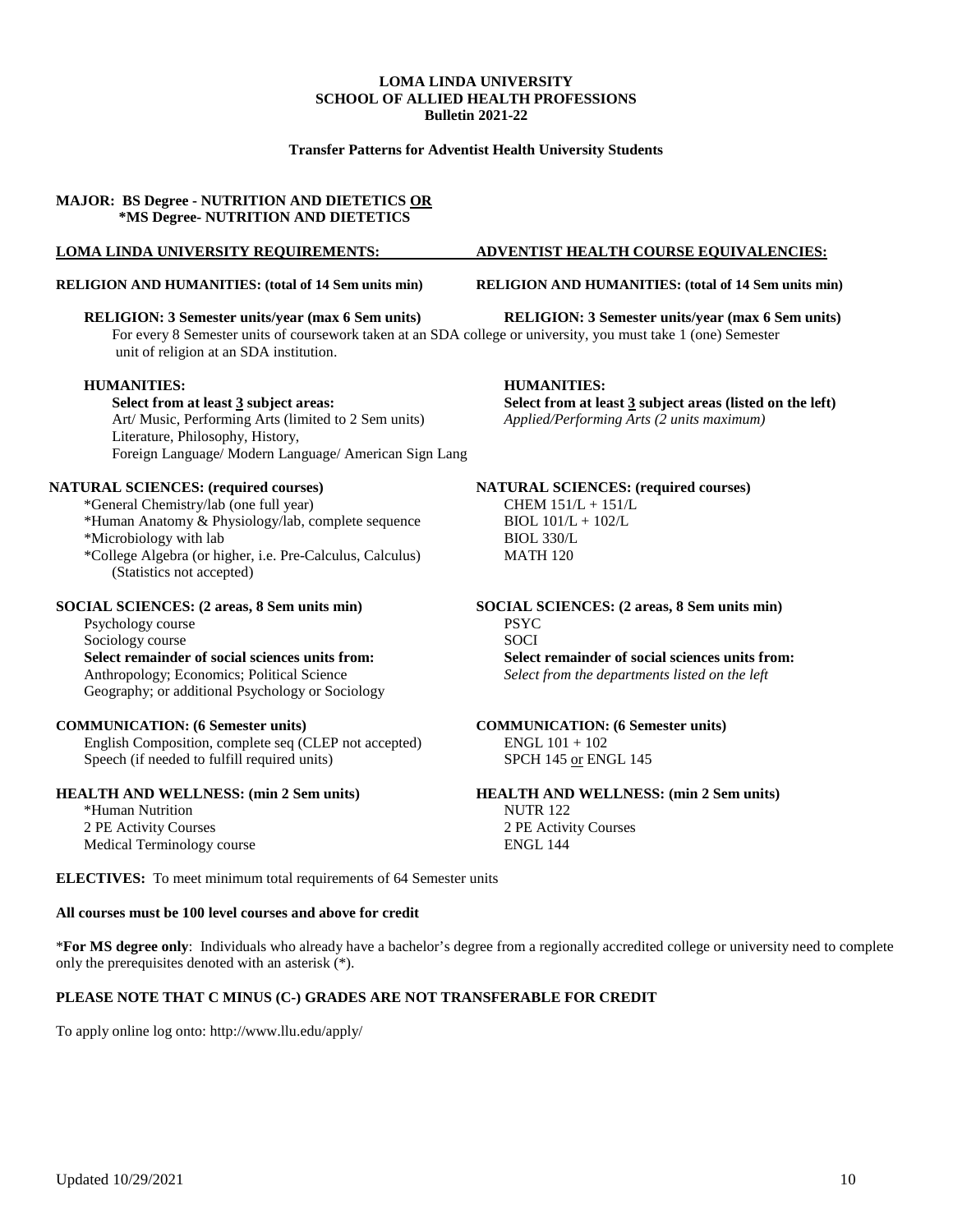**LOMA LINDA UNIVERSITY**
**SCHOOL OF ALLIED HEALTH PROFESSIONS**
**Bulletin 2021-22**

**Transfer Patterns for Adventist Health University Students**

**MAJOR: BS Degree - NUTRITION AND DIETETICS OR**
**\*MS Degree- NUTRITION AND DIETETICS**

| LOMA LINDA UNIVERSITY REQUIREMENTS: | ADVENTIST HEALTH COURSE EQUIVALENCIES: |
|---|---|
| **RELIGION AND HUMANITIES: (total of 14 Sem units min)** | **RELIGION AND HUMANITIES: (total of 14 Sem units min)** |
| **RELIGION: 3 Semester units/year (max 6 Sem units)** | **RELIGION: 3 Semester units/year (max 6 Sem units)** |

For every 8 Semester units of coursework taken at an SDA college or university, you must take 1 (one) Semester unit of religion at an SDA institution.

| | |
|---|---|
| **HUMANITIES:** | **HUMANITIES:** |
| **Select from at least 3 subject areas:** | **Select from at least 3 subject areas (listed on the left)** |
| Art/ Music, Performing Arts (limited to 2 Sem units) | *Applied/Performing Arts (2 units maximum)* |
| Literature, Philosophy, History, | |
| Foreign Language/ Modern Language/ American Sign Lang | |
| **NATURAL SCIENCES: (required courses)** | **NATURAL SCIENCES: (required courses)** |
| *General Chemistry/lab (one full year) | CHEM 151/L + 151/L |
| *Human Anatomy & Physiology/lab, complete sequence | BIOL 101/L + 102/L |
| *Microbiology with lab | BIOL 330/L |
| *College Algebra (or higher, i.e. Pre-Calculus, Calculus) (Statistics not accepted) | MATH 120 |
| **SOCIAL SCIENCES: (2 areas, 8 Sem units min)** | **SOCIAL SCIENCES: (2 areas, 8 Sem units min)** |
| Psychology course | PSYC |
| Sociology course | SOCI |
| **Select remainder of social sciences units from:** | **Select remainder of social sciences units from:** |
| Anthropology; Economics; Political Science | *Select from the departments listed on the left* |
| Geography; or additional Psychology or Sociology | |
| **COMMUNICATION: (6 Semester units)** | **COMMUNICATION: (6 Semester units)** |
| English Composition, complete seq (CLEP not accepted) | ENGL 101 + 102 |
| Speech (if needed to fulfill required units) | SPCH 145 or ENGL 145 |
| **HEALTH AND WELLNESS: (min 2 Sem units)** | **HEALTH AND WELLNESS: (min 2 Sem units)** |
| *Human Nutrition | NUTR 122 |
| 2 PE Activity Courses | 2 PE Activity Courses |
| Medical Terminology course | ENGL 144 |

**ELECTIVES:** To meet minimum total requirements of 64 Semester units

**All courses must be 100 level courses and above for credit**

\***For MS degree only**: Individuals who already have a bachelor's degree from a regionally accredited college or university need to complete only the prerequisites denoted with an asterisk (*).

**PLEASE NOTE THAT C MINUS (C-) GRADES ARE NOT TRANSFERABLE FOR CREDIT**

To apply online log onto: http://www.llu.edu/apply/

Updated 10/29/2021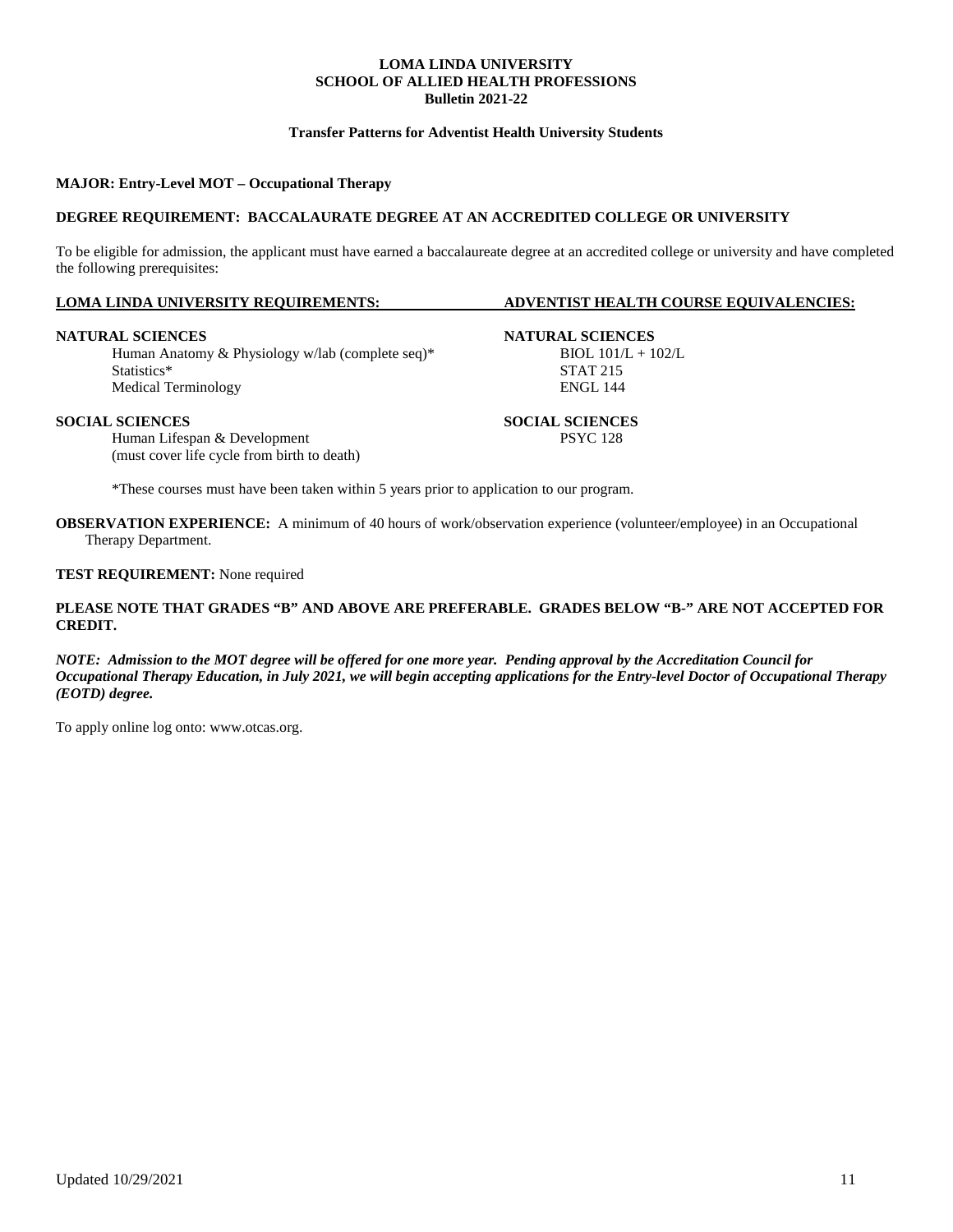**LOMA LINDA UNIVERSITY**
**SCHOOL OF ALLIED HEALTH PROFESSIONS**
**Bulletin 2021-22**

**Transfer Patterns for Adventist Health University Students**

**MAJOR: Entry-Level MOT – Occupational Therapy**

**DEGREE REQUIREMENT: BACCALAURATE DEGREE AT AN ACCREDITED COLLEGE OR UNIVERSITY**

To be eligible for admission, the applicant must have earned a baccalaureate degree at an accredited college or university and have completed the following prerequisites:

| LOMA LINDA UNIVERSITY REQUIREMENTS: | ADVENTIST HEALTH COURSE EQUIVALENCIES: |
|---|---|
| **NATURAL SCIENCES** | **NATURAL SCIENCES** |
| Human Anatomy & Physiology w/lab (complete seq)* | BIOL 101/L + 102/L |
| Statistics* | STAT 215 |
| Medical Terminology | ENGL 144 |
| **SOCIAL SCIENCES** | **SOCIAL SCIENCES** |
| Human Lifespan & Development (must cover life cycle from birth to death) | PSYC 128 |

*These courses must have been taken within 5 years prior to application to our program.

**OBSERVATION EXPERIENCE:** A minimum of 40 hours of work/observation experience (volunteer/employee) in an Occupational Therapy Department.

**TEST REQUIREMENT:** None required

**PLEASE NOTE THAT GRADES "B" AND ABOVE ARE PREFERABLE. GRADES BELOW "B-" ARE NOT ACCEPTED FOR CREDIT.**

***NOTE: Admission to the MOT degree will be offered for one more year. Pending approval by the Accreditation Council for Occupational Therapy Education, in July 2021, we will begin accepting applications for the Entry-level Doctor of Occupational Therapy (EOTD) degree.***

To apply online log onto: www.otcas.org.

Updated 10/29/2021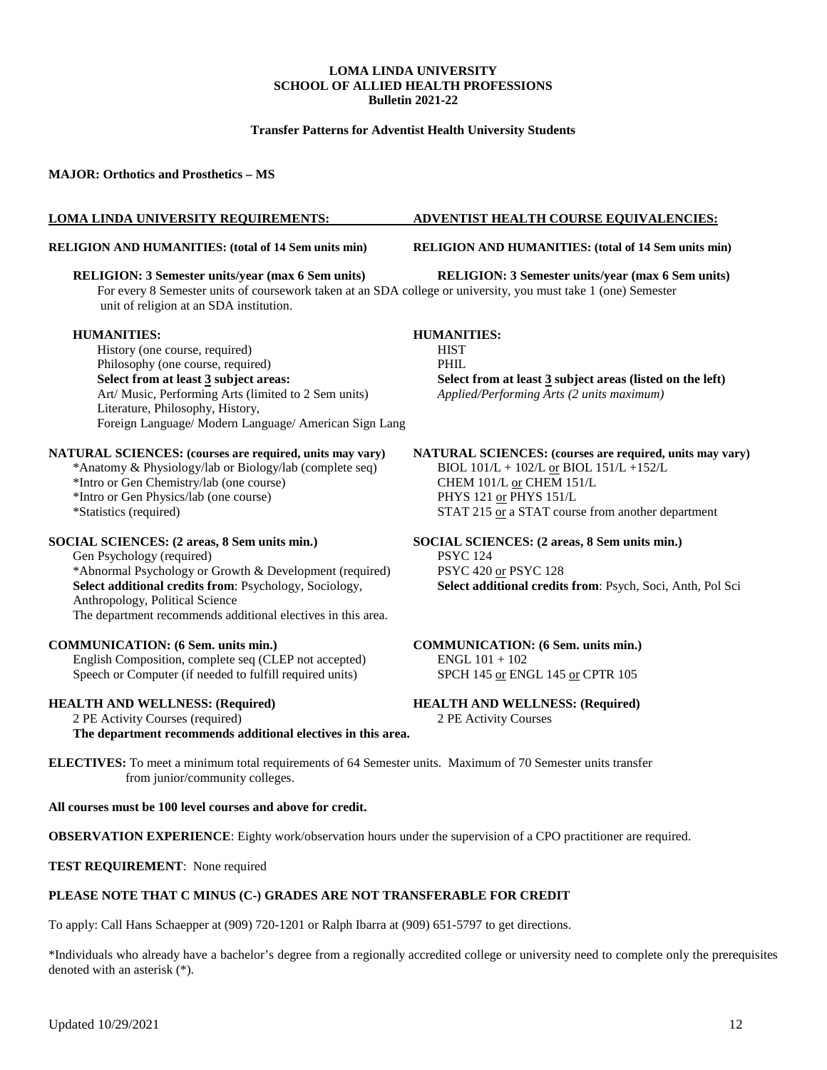**LOMA LINDA UNIVERSITY**
**SCHOOL OF ALLIED HEALTH PROFESSIONS**
**Bulletin 2021-22**

**Transfer Patterns for Adventist Health University Students**

**MAJOR: Orthotics and Prosthetics – MS**

| LOMA LINDA UNIVERSITY REQUIREMENTS: | ADVENTIST HEALTH COURSE EQUIVALENCIES: |
|---|---|
| **RELIGION AND HUMANITIES: (total of 14 Sem units min)** | **RELIGION AND HUMANITIES: (total of 14 Sem units min)** |
| **RELIGION: 3 Semester units/year (max 6 Sem units)** | **RELIGION: 3 Semester units/year (max 6 Sem units)** |

For every 8 Semester units of coursework taken at an SDA college or university, you must take 1 (one) Semester unit of religion at an SDA institution.

| LOMA LINDA UNIVERSITY REQUIREMENTS | ADVENTIST HEALTH COURSE EQUIVALENCIES |
|---|---|
| **HUMANITIES:** | **HUMANITIES:** |
| History (one course, required) | HIST |
| Philosophy (one course, required) | PHIL |
| **Select from at least 3 subject areas:** | **Select from at least 3 subject areas (listed on the left)** |
| Art/ Music, Performing Arts (limited to 2 Sem units) | *Applied/Performing Arts (2 units maximum)* |
| Literature, Philosophy, History, | |
| Foreign Language/ Modern Language/ American Sign Lang | |
| **NATURAL SCIENCES: (courses are required, units may vary)** | **NATURAL SCIENCES: (courses are required, units may vary)** |
| *Anatomy & Physiology/lab or Biology/lab (complete seq) | BIOL 101/L + 102/L or BIOL 151/L +152/L |
| *Intro or Gen Chemistry/lab (one course) | CHEM 101/L or CHEM 151/L |
| *Intro or Gen Physics/lab (one course) | PHYS 121 or PHYS 151/L |
| *Statistics (required) | STAT 215 or a STAT course from another department |
| **SOCIAL SCIENCES: (2 areas, 8 Sem units min.)** | **SOCIAL SCIENCES: (2 areas, 8 Sem units min.)** |
| Gen Psychology (required) | PSYC 124 |
| *Abnormal Psychology or Growth & Development (required) | PSYC 420 or PSYC 128 |
| **Select additional credits from**: Psychology, Sociology, Anthropology, Political Science | **Select additional credits from**: Psych, Soci, Anth, Pol Sci |
| The department recommends additional electives in this area. | |
| **COMMUNICATION: (6 Sem. units min.)** | **COMMUNICATION: (6 Sem. units min.)** |
| English Composition, complete seq (CLEP not accepted) | ENGL 101 + 102 |
| Speech or Computer (if needed to fulfill required units) | SPCH 145 or ENGL 145 or CPTR 105 |
| **HEALTH AND WELLNESS: (Required)** | **HEALTH AND WELLNESS: (Required)** |
| 2 PE Activity Courses (required) | 2 PE Activity Courses |
| **The department recommends additional electives in this area.** | |

**ELECTIVES:** To meet a minimum total requirements of 64 Semester units. Maximum of 70 Semester units transfer from junior/community colleges.

**All courses must be 100 level courses and above for credit.**

**OBSERVATION EXPERIENCE**: Eighty work/observation hours under the supervision of a CPO practitioner are required.

**TEST REQUIREMENT**: None required

**PLEASE NOTE THAT C MINUS (C-) GRADES ARE NOT TRANSFERABLE FOR CREDIT**

To apply: Call Hans Schaepper at (909) 720-1201 or Ralph Ibarra at (909) 651-5797 to get directions.

*Individuals who already have a bachelor's degree from a regionally accredited college or university need to complete only the prerequisites denoted with an asterisk (*).

Updated 10/29/2021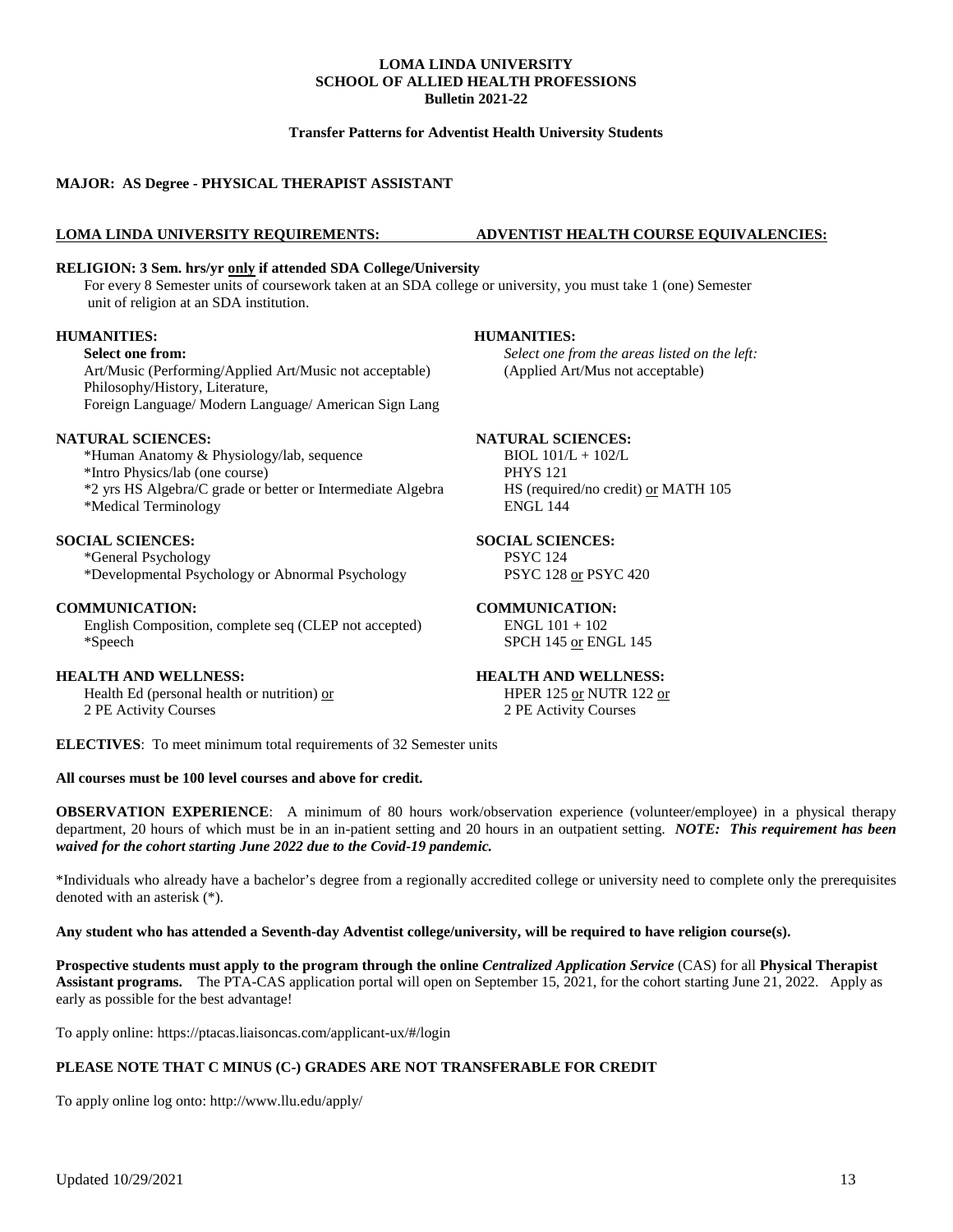**LOMA LINDA UNIVERSITY**
**SCHOOL OF ALLIED HEALTH PROFESSIONS**
**Bulletin 2021-22**

**Transfer Patterns for Adventist Health University Students**

## MAJOR: AS Degree - PHYSICAL THERAPIST ASSISTANT

| LOMA LINDA UNIVERSITY REQUIREMENTS: | ADVENTIST HEALTH COURSE EQUIVALENCIES: |
|---|---|
| **RELIGION: 3 Sem. hrs/yr only if attended SDA College/University** For every 8 Semester units of coursework taken at an SDA college or university, you must take 1 (one) Semester unit of religion at an SDA institution. | |
| **HUMANITIES:** | **HUMANITIES:** |
| **Select one from:** Art/Music (Performing/Applied Art/Music not acceptable) Philosophy/History, Literature, Foreign Language/ Modern Language/ American Sign Lang | *Select one from the areas listed on the left:* (Applied Art/Mus not acceptable) |
| **NATURAL SCIENCES:** | **NATURAL SCIENCES:** |
| *Human Anatomy & Physiology/lab, sequence | BIOL 101/L + 102/L |
| *Intro Physics/lab (one course) | PHYS 121 |
| *2 yrs HS Algebra/C grade or better or Intermediate Algebra | HS (required/no credit) or MATH 105 |
| *Medical Terminology | ENGL 144 |
| **SOCIAL SCIENCES:** | **SOCIAL SCIENCES:** |
| *General Psychology | PSYC 124 |
| *Developmental Psychology or Abnormal Psychology | PSYC 128 or PSYC 420 |
| **COMMUNICATION:** | **COMMUNICATION:** |
| English Composition, complete seq (CLEP not accepted) | ENGL 101 + 102 |
| *Speech | SPCH 145 or ENGL 145 |
| **HEALTH AND WELLNESS:** | **HEALTH AND WELLNESS:** |
| Health Ed (personal health or nutrition) or 2 PE Activity Courses | HPER 125 or NUTR 122 or 2 PE Activity Courses |

**ELECTIVES**: To meet minimum total requirements of 32 Semester units

**All courses must be 100 level courses and above for credit.**

**OBSERVATION EXPERIENCE**: A minimum of 80 hours work/observation experience (volunteer/employee) in a physical therapy department, 20 hours of which must be in an in-patient setting and 20 hours in an outpatient setting. ***NOTE: This requirement has been waived for the cohort starting June 2022 due to the Covid-19 pandemic.***

*Individuals who already have a bachelor's degree from a regionally accredited college or university need to complete only the prerequisites denoted with an asterisk (*).

**Any student who has attended a Seventh-day Adventist college/university, will be required to have religion course(s).**

**Prospective students must apply to the program through the online *Centralized Application Service*** (CAS) for all **Physical Therapist Assistant programs.** The PTA-CAS application portal will open on September 15, 2021, for the cohort starting June 21, 2022. Apply as early as possible for the best advantage!

To apply online: https://ptacas.liaisoncas.com/applicant-ux/#/login

**PLEASE NOTE THAT C MINUS (C-) GRADES ARE NOT TRANSFERABLE FOR CREDIT**

To apply online log onto: http://www.llu.edu/apply/

Updated 10/29/2021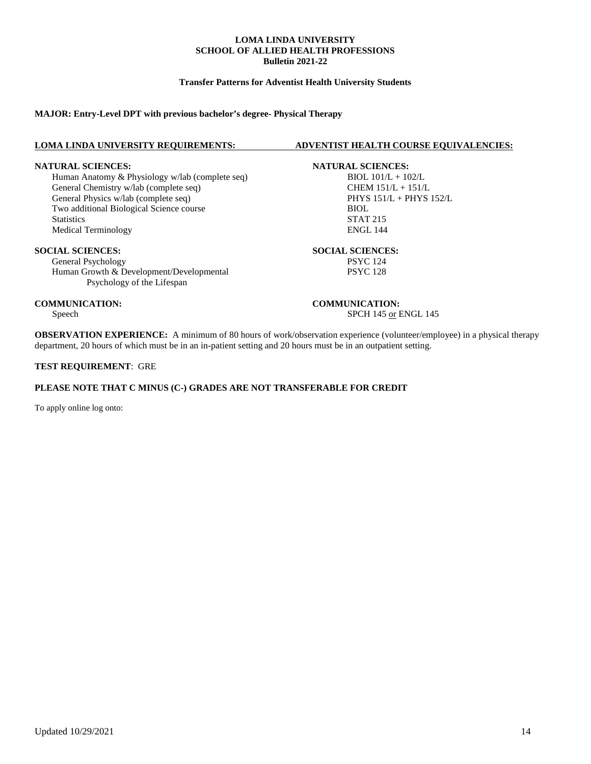**LOMA LINDA UNIVERSITY**
**SCHOOL OF ALLIED HEALTH PROFESSIONS**
**Bulletin 2021-22**

**Transfer Patterns for Adventist Health University Students**

**MAJOR: Entry-Level DPT with previous bachelor's degree- Physical Therapy**

| LOMA LINDA UNIVERSITY REQUIREMENTS: | ADVENTIST HEALTH COURSE EQUIVALENCIES: |
|---|---|
| **NATURAL SCIENCES:** | **NATURAL SCIENCES:** |
| Human Anatomy & Physiology w/lab (complete seq) | BIOL 101/L + 102/L |
| General Chemistry w/lab (complete seq) | CHEM 151/L + 151/L |
| General Physics w/lab (complete seq) | PHYS 151/L + PHYS 152/L |
| Two additional Biological Science course | BIOL |
| Statistics | STAT 215 |
| Medical Terminology | ENGL 144 |
| **SOCIAL SCIENCES:** | **SOCIAL SCIENCES:** |
| General Psychology | PSYC 124 |
| Human Growth & Development/Developmental Psychology of the Lifespan | PSYC 128 |
| **COMMUNICATION:** | **COMMUNICATION:** |
| Speech | SPCH 145 or ENGL 145 |

**OBSERVATION EXPERIENCE:** A minimum of 80 hours of work/observation experience (volunteer/employee) in a physical therapy department, 20 hours of which must be in an in-patient setting and 20 hours must be in an outpatient setting.

**TEST REQUIREMENT**: GRE

**PLEASE NOTE THAT C MINUS (C-) GRADES ARE NOT TRANSFERABLE FOR CREDIT**

To apply online log onto:

Updated 10/29/2021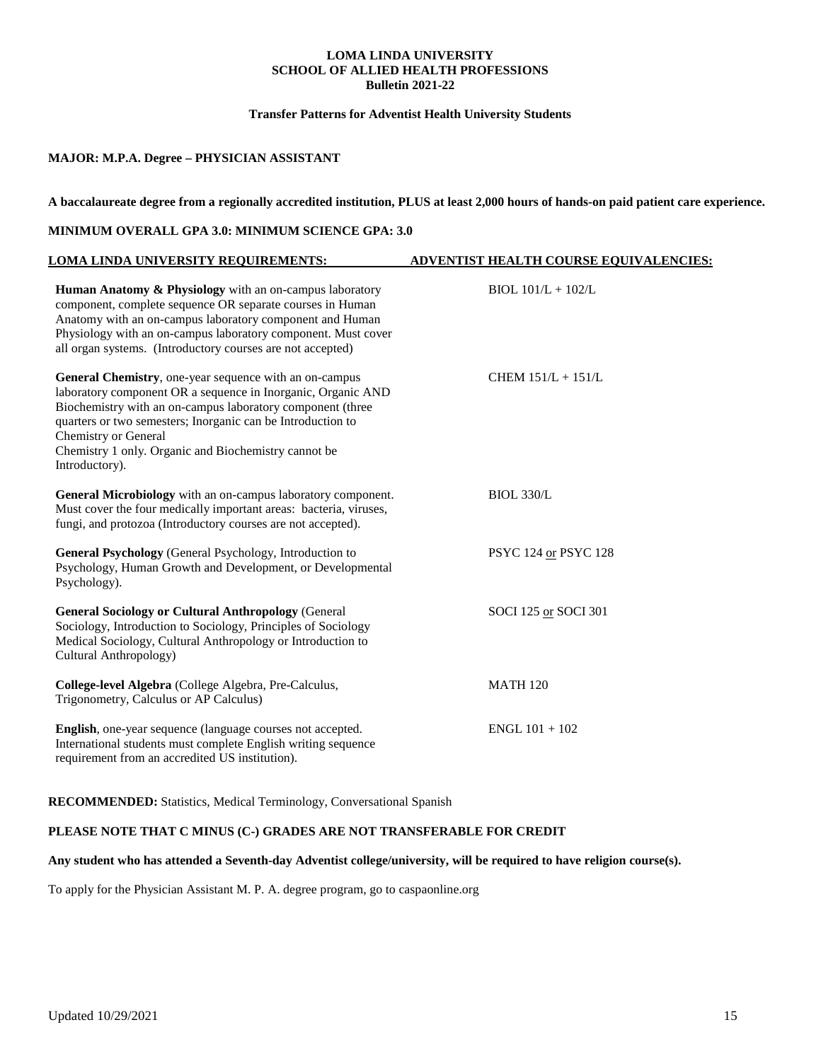# LOMA LINDA UNIVERSITY
## SCHOOL OF ALLIED HEALTH PROFESSIONS
### Bulletin 2021-22

**Transfer Patterns for Adventist Health University Students**

**MAJOR: M.P.A. Degree – PHYSICIAN ASSISTANT**

**A baccalaureate degree from a regionally accredited institution, PLUS at least 2,000 hours of hands-on paid patient care experience.**

**MINIMUM OVERALL GPA 3.0: MINIMUM SCIENCE GPA: 3.0**

| LOMA LINDA UNIVERSITY REQUIREMENTS: | ADVENTIST HEALTH COURSE EQUIVALENCIES: |
|---|---|
| **Human Anatomy & Physiology** with an on-campus laboratory component, complete sequence OR separate courses in Human Anatomy with an on-campus laboratory component and Human Physiology with an on-campus laboratory component. Must cover all organ systems. (Introductory courses are not accepted) | BIOL 101/L + 102/L |
| **General Chemistry**, one-year sequence with an on-campus laboratory component OR a sequence in Inorganic, Organic AND Biochemistry with an on-campus laboratory component (three quarters or two semesters; Inorganic can be Introduction to Chemistry or General Chemistry 1 only. Organic and Biochemistry cannot be Introductory). | CHEM 151/L + 151/L |
| **General Microbiology** with an on-campus laboratory component. Must cover the four medically important areas: bacteria, viruses, fungi, and protozoa (Introductory courses are not accepted). | BIOL 330/L |
| **General Psychology** (General Psychology, Introduction to Psychology, Human Growth and Development, or Developmental Psychology). | PSYC 124 or PSYC 128 |
| **General Sociology or Cultural Anthropology** (General Sociology, Introduction to Sociology, Principles of Sociology Medical Sociology, Cultural Anthropology or Introduction to Cultural Anthropology) | SOCI 125 or SOCI 301 |
| **College-level Algebra** (College Algebra, Pre-Calculus, Trigonometry, Calculus or AP Calculus) | MATH 120 |
| **English**, one-year sequence (language courses not accepted. International students must complete English writing sequence requirement from an accredited US institution). | ENGL 101 + 102 |

**RECOMMENDED:** Statistics, Medical Terminology, Conversational Spanish

**PLEASE NOTE THAT C MINUS (C-) GRADES ARE NOT TRANSFERABLE FOR CREDIT**

**Any student who has attended a Seventh-day Adventist college/university, will be required to have religion course(s).**

To apply for the Physician Assistant M. P. A. degree program, go to caspaonline.org

Updated 10/29/2021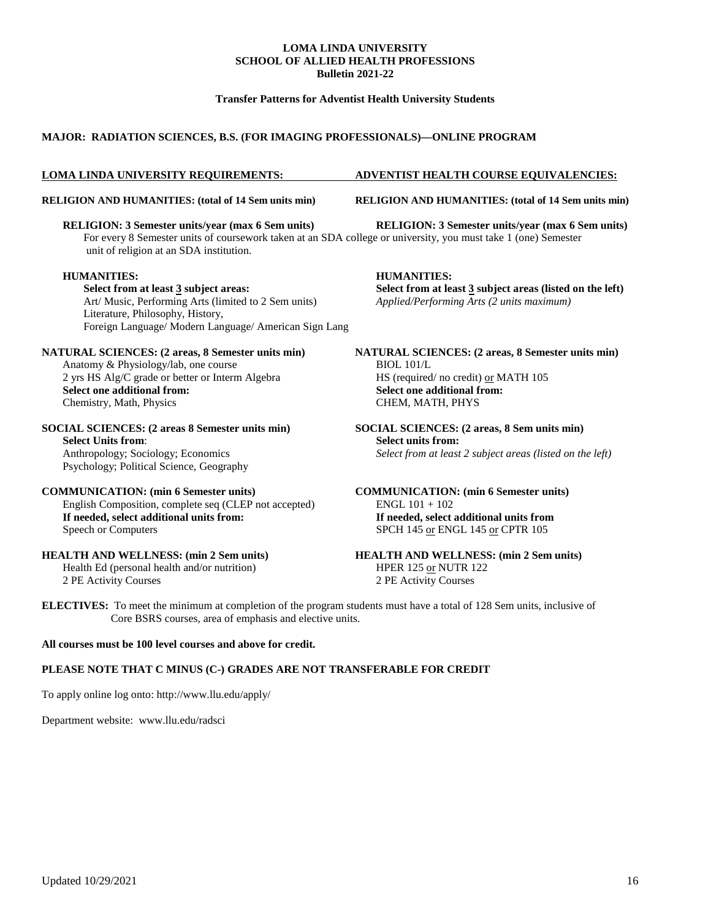**LOMA LINDA UNIVERSITY**
**SCHOOL OF ALLIED HEALTH PROFESSIONS**
**Bulletin 2021-22**

**Transfer Patterns for Adventist Health University Students**

## MAJOR: RADIATION SCIENCES, B.S. (FOR IMAGING PROFESSIONALS)—ONLINE PROGRAM

| LOMA LINDA UNIVERSITY REQUIREMENTS: | ADVENTIST HEALTH COURSE EQUIVALENCIES: |
|---|---|
| **RELIGION AND HUMANITIES: (total of 14 Sem units min)** | **RELIGION AND HUMANITIES: (total of 14 Sem units min)** |
| **RELIGION: 3 Semester units/year (max 6 Sem units)** | **RELIGION: 3 Semester units/year (max 6 Sem units)** |

For every 8 Semester units of coursework taken at an SDA college or university, you must take 1 (one) Semester unit of religion at an SDA institution.

| LOMA LINDA UNIVERSITY REQUIREMENTS | ADVENTIST HEALTH COURSE EQUIVALENCIES |
|---|---|
| **HUMANITIES:** | **HUMANITIES:** |
| **Select from at least 3 subject areas:** | **Select from at least 3 subject areas (listed on the left)** |
| Art/ Music, Performing Arts (limited to 2 Sem units) | *Applied/Performing Arts (2 units maximum)* |
| Literature, Philosophy, History, | |
| Foreign Language/ Modern Language/ American Sign Lang | |
| **NATURAL SCIENCES: (2 areas, 8 Semester units min)** | **NATURAL SCIENCES: (2 areas, 8 Semester units min)** |
| Anatomy & Physiology/lab, one course | BIOL 101/L |
| 2 yrs HS Alg/C grade or better or Interm Algebra | HS (required/ no credit) or MATH 105 |
| **Select one additional from:** | **Select one additional from:** |
| Chemistry, Math, Physics | CHEM, MATH, PHYS |
| **SOCIAL SCIENCES: (2 areas 8 Semester units min)** | **SOCIAL SCIENCES: (2 areas, 8 Sem units min)** |
| **Select Units from:** | **Select units from:** |
| Anthropology; Sociology; Economics | *Select from at least 2 subject areas (listed on the left)* |
| Psychology; Political Science, Geography | |
| **COMMUNICATION: (min 6 Semester units)** | **COMMUNICATION: (min 6 Semester units)** |
| English Composition, complete seq (CLEP not accepted) | ENGL 101 + 102 |
| **If needed, select additional units from:** | **If needed, select additional units from** |
| Speech or Computers | SPCH 145 or ENGL 145 or CPTR 105 |
| **HEALTH AND WELLNESS: (min 2 Sem units)** | **HEALTH AND WELLNESS: (min 2 Sem units)** |
| Health Ed (personal health and/or nutrition) | HPER 125 or NUTR 122 |
| 2 PE Activity Courses | 2 PE Activity Courses |

**ELECTIVES:** To meet the minimum at completion of the program students must have a total of 128 Sem units, inclusive of Core BSRS courses, area of emphasis and elective units.

**All courses must be 100 level courses and above for credit.**

**PLEASE NOTE THAT C MINUS (C-) GRADES ARE NOT TRANSFERABLE FOR CREDIT**

To apply online log onto: http://www.llu.edu/apply/

Department website: www.llu.edu/radsci

Updated 10/29/2021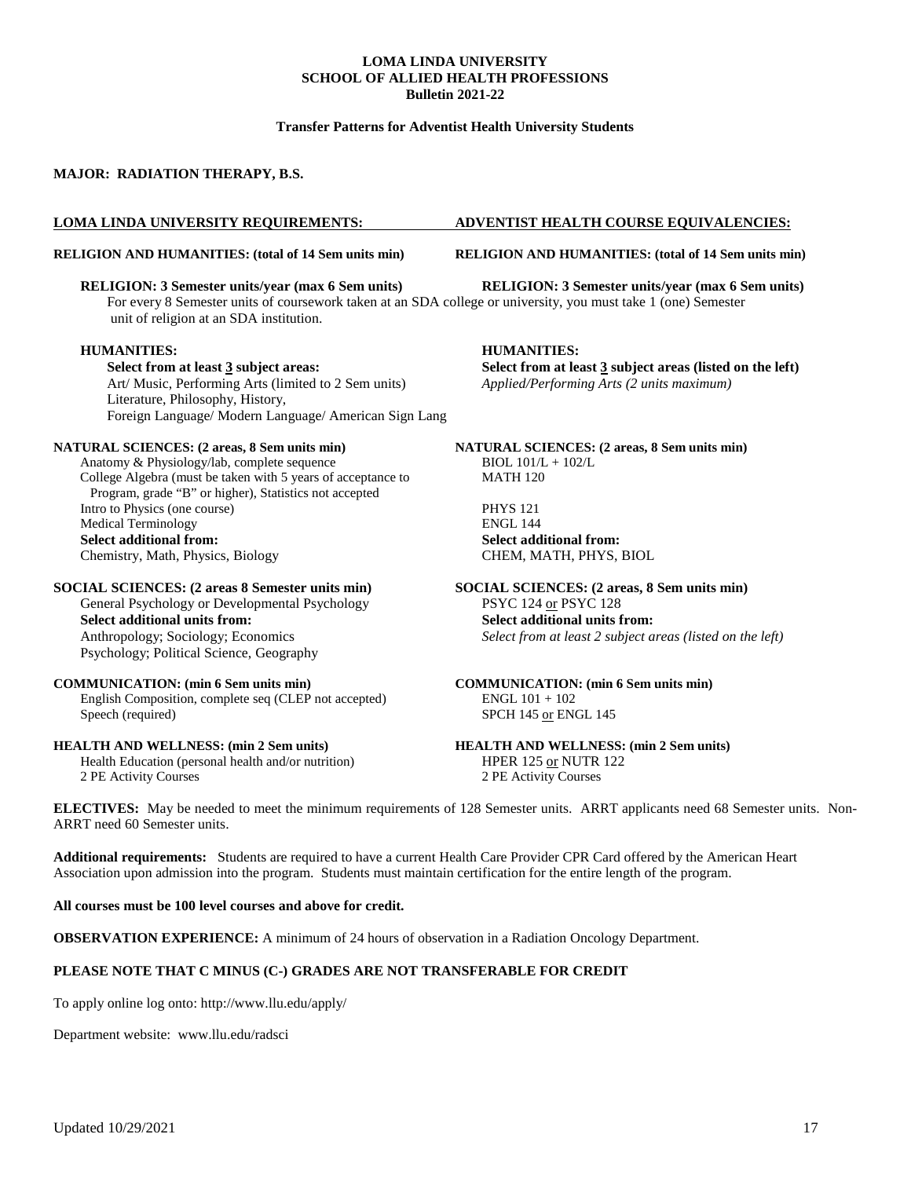**LOMA LINDA UNIVERSITY**
**SCHOOL OF ALLIED HEALTH PROFESSIONS**
**Bulletin 2021-22**

**Transfer Patterns for Adventist Health University Students**

**MAJOR: RADIATION THERAPY, B.S.**

| LOMA LINDA UNIVERSITY REQUIREMENTS: | ADVENTIST HEALTH COURSE EQUIVALENCIES: |
|---|---|
| **RELIGION AND HUMANITIES: (total of 14 Sem units min)** | **RELIGION AND HUMANITIES: (total of 14 Sem units min)** |
| **RELIGION: 3 Semester units/year (max 6 Sem units)** | **RELIGION: 3 Semester units/year (max 6 Sem units)** |

For every 8 Semester units of coursework taken at an SDA college or university, you must take 1 (one) Semester unit of religion at an SDA institution.

| LOMA LINDA UNIVERSITY REQUIREMENTS: | ADVENTIST HEALTH COURSE EQUIVALENCIES: |
|---|---|
| **HUMANITIES:** | **HUMANITIES:** |
| **Select from at least 3 subject areas:** | **Select from at least 3 subject areas (listed on the left)** |
| Art/ Music, Performing Arts (limited to 2 Sem units) | *Applied/Performing Arts (2 units maximum)* |
| Literature, Philosophy, History, | |
| Foreign Language/ Modern Language/ American Sign Lang | |
| **NATURAL SCIENCES: (2 areas, 8 Sem units min)** | **NATURAL SCIENCES: (2 areas, 8 Sem units min)** |
| Anatomy & Physiology/lab, complete sequence | BIOL 101/L + 102/L |
| College Algebra (must be taken with 5 years of acceptance to Program, grade "B" or higher), Statistics not accepted | MATH 120 |
| Intro to Physics (one course) | PHYS 121 |
| Medical Terminology | ENGL 144 |
| **Select additional from:** | **Select additional from:** |
| Chemistry, Math, Physics, Biology | CHEM, MATH, PHYS, BIOL |
| **SOCIAL SCIENCES: (2 areas 8 Semester units min)** | **SOCIAL SCIENCES: (2 areas, 8 Sem units min)** |
| General Psychology or Developmental Psychology | PSYC 124 or PSYC 128 |
| **Select additional units from:** | **Select additional units from:** |
| Anthropology; Sociology; Economics | *Select from at least 2 subject areas (listed on the left)* |
| Psychology; Political Science, Geography | |
| **COMMUNICATION: (min 6 Sem units min)** | **COMMUNICATION: (min 6 Sem units min)** |
| English Composition, complete seq (CLEP not accepted) | ENGL 101 + 102 |
| Speech (required) | SPCH 145 or ENGL 145 |
| **HEALTH AND WELLNESS: (min 2 Sem units)** | **HEALTH AND WELLNESS: (min 2 Sem units)** |
| Health Education (personal health and/or nutrition) | HPER 125 or NUTR 122 |
| 2 PE Activity Courses | 2 PE Activity Courses |

**ELECTIVES:** May be needed to meet the minimum requirements of 128 Semester units. ARRT applicants need 68 Semester units. Non-ARRT need 60 Semester units.

**Additional requirements:** Students are required to have a current Health Care Provider CPR Card offered by the American Heart Association upon admission into the program. Students must maintain certification for the entire length of the program.

**All courses must be 100 level courses and above for credit.**

**OBSERVATION EXPERIENCE:** A minimum of 24 hours of observation in a Radiation Oncology Department.

**PLEASE NOTE THAT C MINUS (C-) GRADES ARE NOT TRANSFERABLE FOR CREDIT**

To apply online log onto: http://www.llu.edu/apply/

Department website: www.llu.edu/radsci

Updated 10/29/2021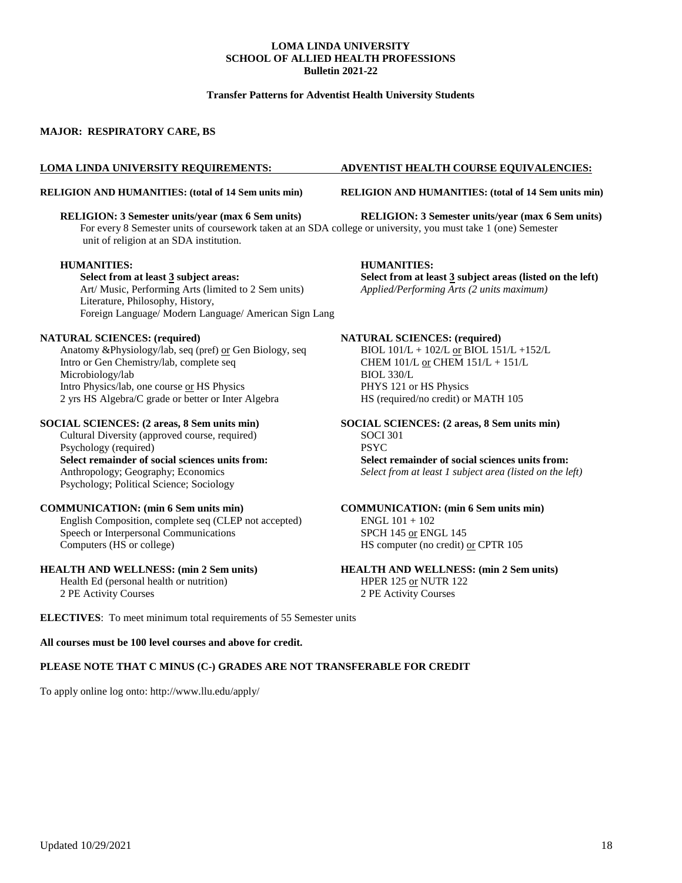**LOMA LINDA UNIVERSITY**
**SCHOOL OF ALLIED HEALTH PROFESSIONS**
**Bulletin 2021-22**

**Transfer Patterns for Adventist Health University Students**

**MAJOR: RESPIRATORY CARE, BS**

| LOMA LINDA UNIVERSITY REQUIREMENTS: | ADVENTIST HEALTH COURSE EQUIVALENCIES: |
|---|---|
| **RELIGION AND HUMANITIES: (total of 14 Sem units min)** | **RELIGION AND HUMANITIES: (total of 14 Sem units min)** |
| **RELIGION: 3 Semester units/year (max 6 Sem units)** | **RELIGION: 3 Semester units/year (max 6 Sem units)** |

For every 8 Semester units of coursework taken at an SDA college or university, you must take 1 (one) Semester unit of religion at an SDA institution.

| LOMA LINDA UNIVERSITY REQUIREMENTS | ADVENTIST HEALTH COURSE EQUIVALENCIES |
|---|---|
| **HUMANITIES:** | **HUMANITIES:** |
| **Select from at least 3 subject areas:** | **Select from at least 3 subject areas (listed on the left)** |
| Art/ Music, Performing Arts (limited to 2 Sem units) | *Applied/Performing Arts (2 units maximum)* |
| Literature, Philosophy, History, | |
| Foreign Language/ Modern Language/ American Sign Lang | |
| **NATURAL SCIENCES: (required)** | **NATURAL SCIENCES: (required)** |
| Anatomy &Physiology/lab, seq (pref) or Gen Biology, seq | BIOL 101/L + 102/L or BIOL 151/L +152/L |
| Intro or Gen Chemistry/lab, complete seq | CHEM 101/L or CHEM 151/L + 151/L |
| Microbiology/lab | BIOL 330/L |
| Intro Physics/lab, one course or HS Physics | PHYS 121 or HS Physics |
| 2 yrs HS Algebra/C grade or better or Inter Algebra | HS (required/no credit) or MATH 105 |
| **SOCIAL SCIENCES: (2 areas, 8 Sem units min)** | **SOCIAL SCIENCES: (2 areas, 8 Sem units min)** |
| Cultural Diversity (approved course, required) | SOCI 301 |
| Psychology (required) | PSYC |
| **Select remainder of social sciences units from:** | **Select remainder of social sciences units from:** |
| Anthropology; Geography; Economics | *Select from at least 1 subject area (listed on the left)* |
| Psychology; Political Science; Sociology | |
| **COMMUNICATION: (min 6 Sem units min)** | **COMMUNICATION: (min 6 Sem units min)** |
| English Composition, complete seq (CLEP not accepted) | ENGL 101 + 102 |
| Speech or Interpersonal Communications | SPCH 145 or ENGL 145 |
| Computers (HS or college) | HS computer (no credit) or CPTR 105 |
| **HEALTH AND WELLNESS: (min 2 Sem units)** | **HEALTH AND WELLNESS: (min 2 Sem units)** |
| Health Ed (personal health or nutrition) | HPER 125 or NUTR 122 |
| 2 PE Activity Courses | 2 PE Activity Courses |

**ELECTIVES**: To meet minimum total requirements of 55 Semester units

**All courses must be 100 level courses and above for credit.**

**PLEASE NOTE THAT C MINUS (C-) GRADES ARE NOT TRANSFERABLE FOR CREDIT**

To apply online log onto: http://www.llu.edu/apply/

Updated 10/29/2021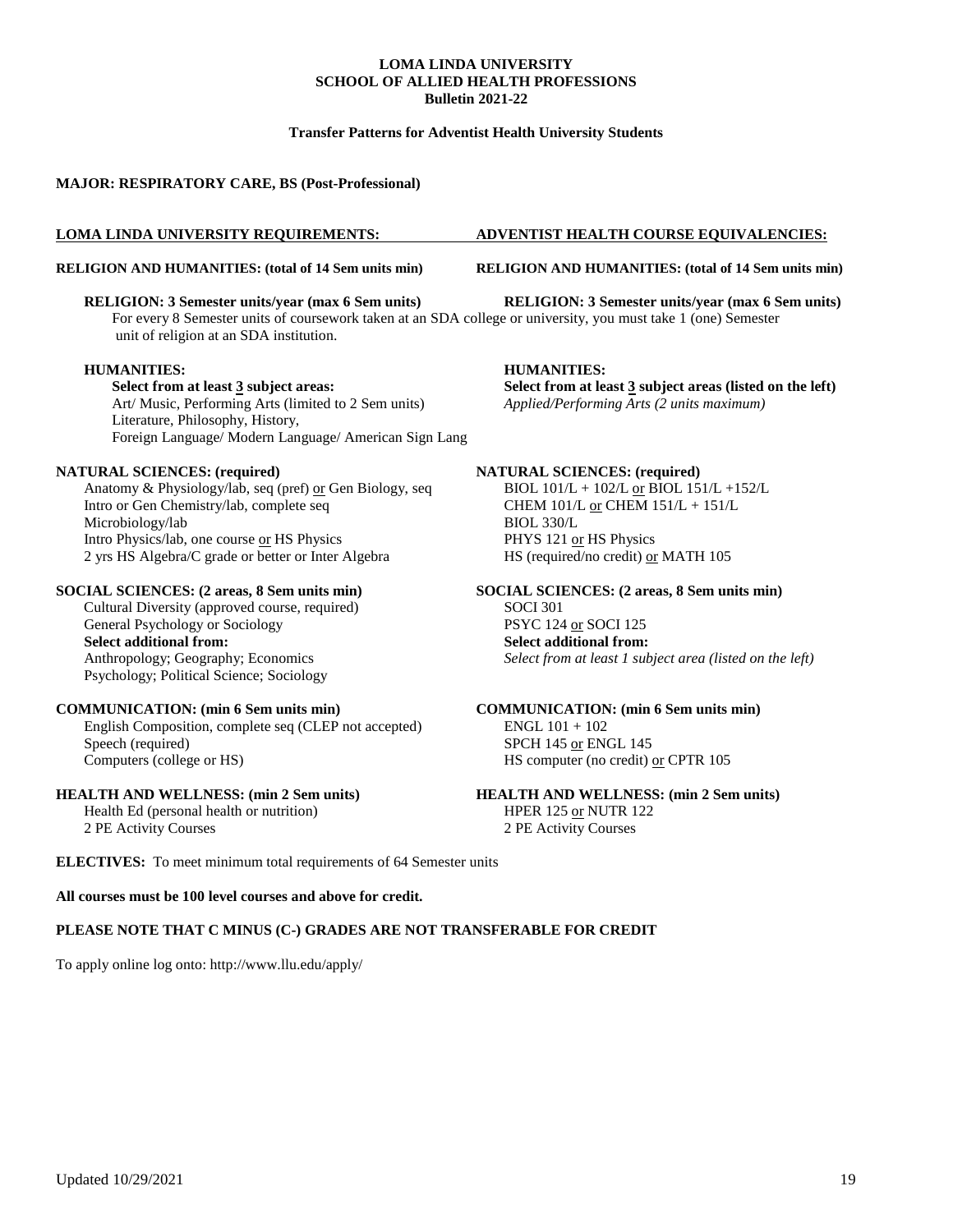**LOMA LINDA UNIVERSITY**
**SCHOOL OF ALLIED HEALTH PROFESSIONS**
**Bulletin 2021-22**

**Transfer Patterns for Adventist Health University Students**

**MAJOR: RESPIRATORY CARE, BS (Post-Professional)**

| LOMA LINDA UNIVERSITY REQUIREMENTS: | ADVENTIST HEALTH COURSE EQUIVALENCIES: |
|---|---|
| **RELIGION AND HUMANITIES: (total of 14 Sem units min)** | **RELIGION AND HUMANITIES: (total of 14 Sem units min)** |
| **RELIGION: 3 Semester units/year (max 6 Sem units)** | **RELIGION: 3 Semester units/year (max 6 Sem units)** |

For every 8 Semester units of coursework taken at an SDA college or university, you must take 1 (one) Semester unit of religion at an SDA institution.

| LOMA LINDA UNIVERSITY REQUIREMENTS: | ADVENTIST HEALTH COURSE EQUIVALENCIES: |
|---|---|
| **HUMANITIES:** | **HUMANITIES:** |
| **Select from at least 3 subject areas:** | **Select from at least 3 subject areas (listed on the left)** |
| Art/ Music, Performing Arts (limited to 2 Sem units) | *Applied/Performing Arts (2 units maximum)* |
| Literature, Philosophy, History, | |
| Foreign Language/ Modern Language/ American Sign Lang | |
| **NATURAL SCIENCES: (required)** | **NATURAL SCIENCES: (required)** |
| Anatomy & Physiology/lab, seq (pref) or Gen Biology, seq | BIOL 101/L + 102/L or BIOL 151/L +152/L |
| Intro or Gen Chemistry/lab, complete seq | CHEM 101/L or CHEM 151/L + 151/L |
| Microbiology/lab | BIOL 330/L |
| Intro Physics/lab, one course or HS Physics | PHYS 121 or HS Physics |
| 2 yrs HS Algebra/C grade or better or Inter Algebra | HS (required/no credit) or MATH 105 |
| **SOCIAL SCIENCES: (2 areas, 8 Sem units min)** | **SOCIAL SCIENCES: (2 areas, 8 Sem units min)** |
| Cultural Diversity (approved course, required) | SOCI 301 |
| General Psychology or Sociology | PSYC 124 or SOCI 125 |
| **Select additional from:** | **Select additional from:** |
| Anthropology; Geography; Economics | *Select from at least 1 subject area (listed on the left)* |
| Psychology; Political Science; Sociology | |
| **COMMUNICATION: (min 6 Sem units min)** | **COMMUNICATION: (min 6 Sem units min)** |
| English Composition, complete seq (CLEP not accepted) | ENGL 101 + 102 |
| Speech (required) | SPCH 145 or ENGL 145 |
| Computers (college or HS) | HS computer (no credit) or CPTR 105 |
| **HEALTH AND WELLNESS: (min 2 Sem units)** | **HEALTH AND WELLNESS: (min 2 Sem units)** |
| Health Ed (personal health or nutrition) | HPER 125 or NUTR 122 |
| 2 PE Activity Courses | 2 PE Activity Courses |

**ELECTIVES:** To meet minimum total requirements of 64 Semester units

**All courses must be 100 level courses and above for credit.**

**PLEASE NOTE THAT C MINUS (C-) GRADES ARE NOT TRANSFERABLE FOR CREDIT**

To apply online log onto: http://www.llu.edu/apply/

Updated 10/29/2021